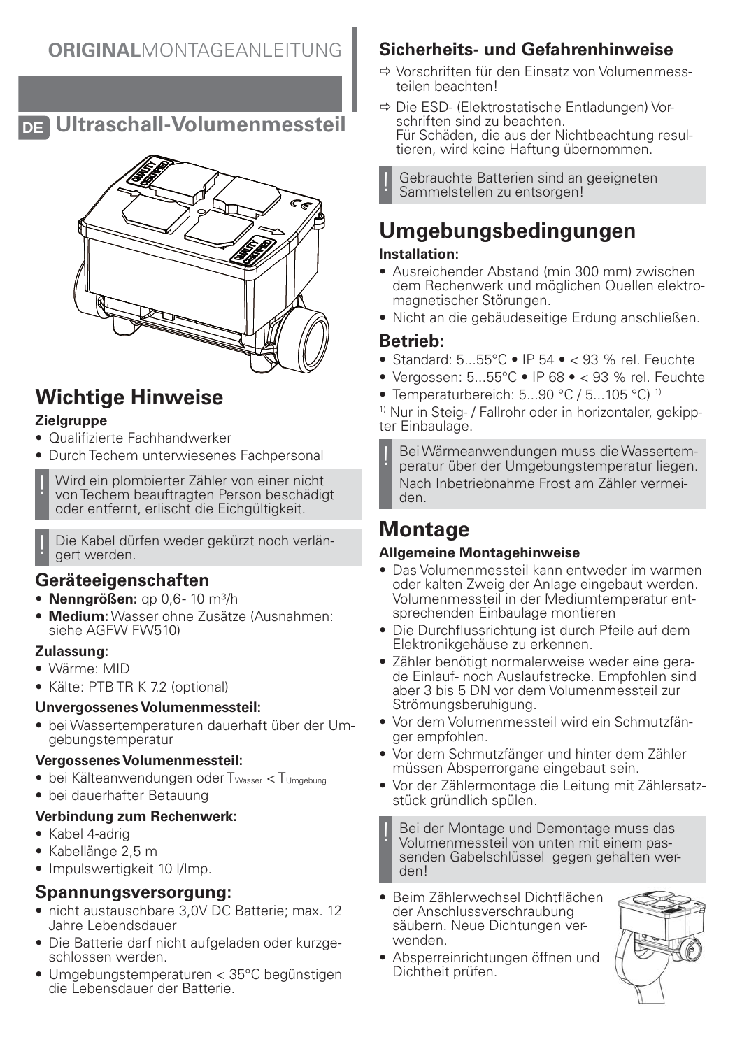**ORIGINAL**MONTAGEANLEITUNG

# DE Ultraschall-Volumenmessteil

## Wichtige Hinweise

**Zielgruppe**

- Qualifizierte Fachhandwerker
- Durch Techem unterwiesenes Fachpersonal

! Wird ein plombierter Zähler von einer nicht von Techem beauftragten Person beschädigt oder entfernt, erlischt die Eichgültigkeit.

! Die Kabel dürfen weder gekürzt noch verlängert werden.

### Geräteeigenschaften

- **Nenngrößen:** qp 0,6- 10 m³/h
- **Medium:** Wasser ohne Zusätze (Ausnahmen: siehe AGFW FW510)

**Zulassung:**

- Wärme: MID
- Kälte: PTB TR K 7.2 (optional)

**Unvergossenes Volumenmessteil:**

- bei Wassertemperaturen dauerhaft über der Umgebungstemperatur

**Vergossenes Volumenmessteil:**

- bei Kälteanwendungen oder $T_{Wasser} < T_{Umgebung}$
- bei dauerhafter Betauung

**Verbindung zum Rechenwerk:**

- Kabel 4-adrig
- Kabellänge 2,5 m
- Impulswertigkeit 10 l/Imp.

### Spannungsversorgung:

- nicht austauschbare 3,0V DC Batterie; max. 12 Jahre Lebensdauer
- Die Batterie darf nicht aufgeladen oder kurzgeschlossen werden.
- Umgebungstemperaturen < 35°C begünstigen die Lebensdauer der Batterie.

### Sicherheits- und Gefahrenhinweise

⇨ Vorschriften für den Einsatz von Volumenmessteilen beachten!

⇨ Die ESD- (Elektrostatische Entladungen) Vorschriften sind zu beachten.
Für Schäden, die aus der Nichtbeachtung resultieren, wird keine Haftung übernommen.

! Gebrauchte Batterien sind an geeigneten Sammelstellen zu entsorgen!

## Umgebungsbedingungen

**Installation:**

- Ausreichender Abstand (min 300 mm) zwischen dem Rechenwerk und möglichen Quellen elektromagnetischer Störungen.
- Nicht an die gebäudeseitige Erdung anschließen.

### Betrieb:

- Standard: 5...55°C • IP 54 • < 93 % rel. Feuchte
- Vergossen: 5...55°C • IP 68 • < 93 % rel. Feuchte
- Temperaturbereich: 5...90 °C / 5...105 °C) [1]

[1] Nur in Steig- / Fallrohr oder in horizontaler, gekippter Einbaulage.

! Bei Wärmeanwendungen muss die Wassertemperatur über der Umgebungstemperatur liegen.
Nach Inbetriebnahme Frost am Zähler vermeiden.

## Montage

**Allgemeine Montagehinweise**

- Das Volumenmessteil kann entweder im warmen oder kalten Zweig der Anlage eingebaut werden. Volumenmessteil in der Mediumtemperatur entsprechenden Einbaulage montieren
- Die Durchflussrichtung ist durch Pfeile auf dem Elektronikgehäuse zu erkennen.
- Zähler benötigt normalerweise weder eine gerade Einlauf- noch Auslaufstrecke. Empfohlen sind aber 3 bis 5 DN vor dem Volumenmessteil zur Strömungsberuhigung.
- Vor dem Volumenmessteil wird ein Schmutzfänger empfohlen.
- Vor dem Schmutzfänger und hinter dem Zähler müssen Absperrorgane eingebaut sein.
- Vor der Zählermontage die Leitung mit Zählersatzstück gründlich spülen.

! Bei der Montage und Demontage muss das Volumenmessteil von unten mit einem passenden Gabelschlüssel gegen gehalten werden!

- Beim Zählerwechsel Dichtflächen der Anschlussverschraubung säubern. Neue Dichtungen verwenden.
- Absperreinrichtungen öffnen und Dichtheit prüfen.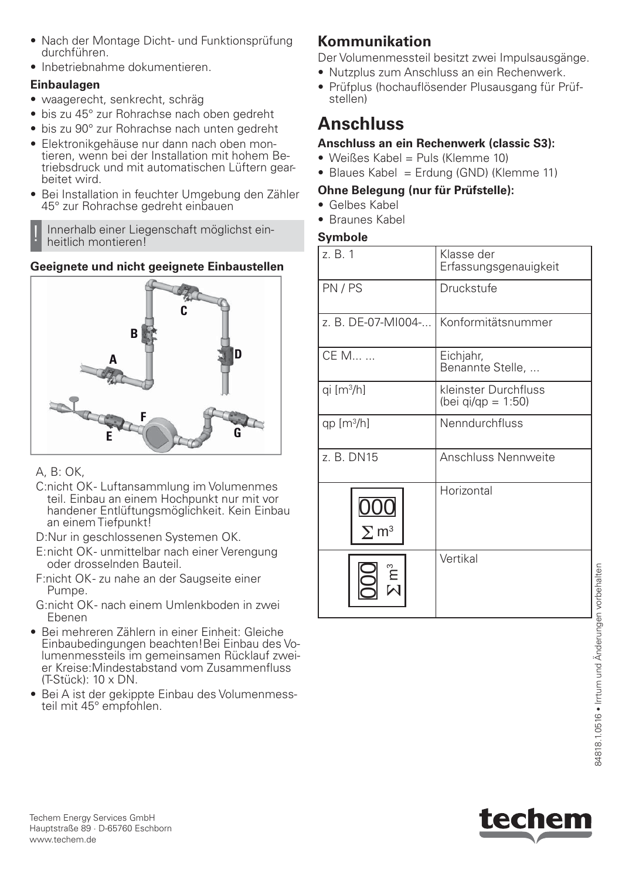- Nach der Montage Dicht- und Funktionsprüfung durchführen.
- Inbetriebnahme dokumentieren.

**Einbaulagen**

- waagerecht, senkrecht, schräg
- bis zu 45° zur Rohrachse nach oben gedreht
- bis zu 90° zur Rohrachse nach unten gedreht
- Elektronikgehäuse nur dann nach oben montieren, wenn bei der Installation mit hohem Betriebsdruck und mit automatischen Lüftern gearbeitet wird.
- Bei Installation in feuchter Umgebung den Zähler 45° zur Rohrachse gedreht einbauen

! Innerhalb einer Liegenschaft möglichst einheitlich montieren!

**Geeignete und nicht geeignete Einbaustellen**

A, B: OK,

C: nicht OK- Luftansammlung im Volumenmesteil. Einbau an einem Hochpunkt nur mit vorhandener Entlüftungsmöglichkeit. Kein Einbau an einem Tiefpunkt!

D: Nur in geschlossenen Systemen OK.

E: nicht OK- unmittelbar nach einer Verengung oder drosselnden Bauteil.

F: nicht OK- zu nahe an der Saugseite einer Pumpe.

G: nicht OK- nach einem Umlenkboden in zwei Ebenen

- Bei mehreren Zählern in einer Einheit: Gleiche Einbaubedingungen beachten! Bei Einbau des Volumenmessteils im gemeinsamen Rücklauf zweier Kreise: Mindestabstand vom Zusammenfluss (T-Stück): 10 x DN.
- Bei A ist der gekippte Einbau des Volumenmessteil mit 45° empfohlen.

## Kommunikation

Der Volumenmessteil besitzt zwei Impulsausgänge.

- Nutzplus zum Anschluss an ein Rechenwerk.
- Prüfplus (hochauflösender Plusausgang für Prüfstellen)

# Anschluss

**Anschluss an ein Rechenwerk (classic S3):**

- Weißes Kabel = Puls (Klemme 10)
- Blaues Kabel = Erdung (GND) (Klemme 11)

**Ohne Belegung (nur für Prüfstelle):**

- Gelbes Kabel
- Braunes Kabel

**Symbole**

| | |
|---|---|
| z. B. 1 | Klasse der Erfassungsgenauigkeit |
| PN / PS | Druckstufe |
| z. B. DE-07-MI004-... | Konformitätsnummer |
| CE M... ... | Eichjahr, Benannte Stelle, ... |
| qi [m³/h] | kleinster Durchfluss (bei qi/qp = 1:50) |
| qp [m³/h] | Nenndurchfluss |
| z. B. DN15 | Anschluss Nennweite |
| 000 ∑ m³ | Horizontal |
| 000 ∑ m³ | Vertikal |

Techem Energy Services GmbH
Hauptstraße 89 · D-65760 Eschborn
www.techem.de

84818.1.0516 • Irrtum und Änderungen vorbehalten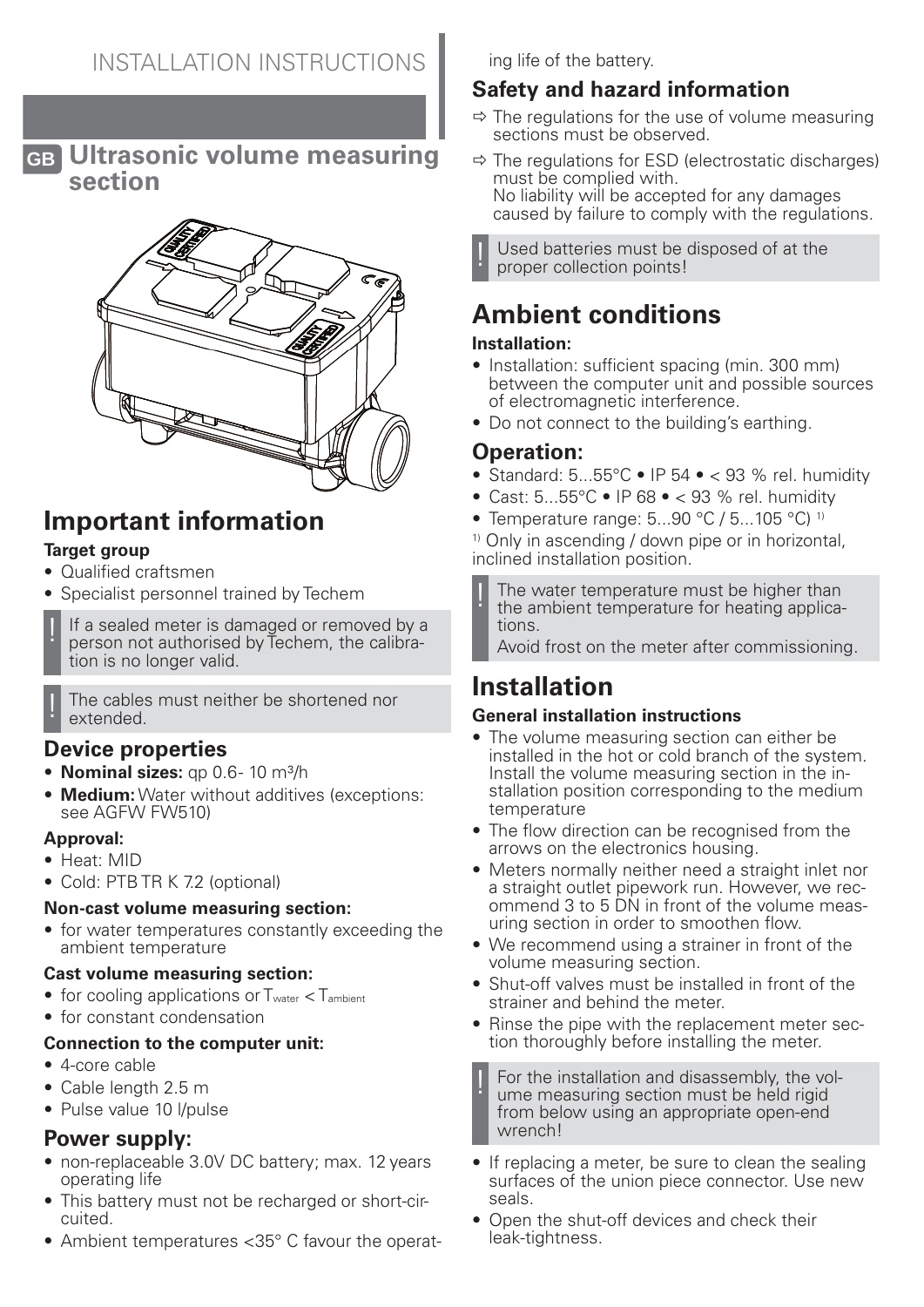# INSTALLATION INSTRUCTIONS

## GB Ultrasonic volume measuring section

## Important information

**Target group**

- Qualified craftsmen
- Specialist personnel trained by Techem

! If a sealed meter is damaged or removed by a person not authorised by Techem, the calibration is no longer valid.

! The cables must neither be shortened nor extended.

### Device properties

- **Nominal sizes:** qp 0.6- 10 m³/h
- **Medium:** Water without additives (exceptions: see AGFW FW510)

**Approval:**

- Heat: MID
- Cold: PTB TR K 7.2 (optional)

**Non-cast volume measuring section:**

- for water temperatures constantly exceeding the ambient temperature

**Cast volume measuring section:**

- for cooling applications or $T_{water} < T_{ambient}$
- for constant condensation

**Connection to the computer unit:**

- 4-core cable
- Cable length 2.5 m
- Pulse value 10 l/pulse

### Power supply:

- non-replaceable 3.0V DC battery; max. 12 years operating life
- This battery must not be recharged or short-circuited.
- Ambient temperatures <35° C favour the operating life of the battery.

### Safety and hazard information

- ⇨ The regulations for the use of volume measuring sections must be observed.
- ⇨ The regulations for ESD (electrostatic discharges) must be complied with.
  No liability will be accepted for any damages caused by failure to comply with the regulations.

! Used batteries must be disposed of at the proper collection points!

## Ambient conditions

**Installation:**

- Installation: sufficient spacing (min. 300 mm) between the computer unit and possible sources of electromagnetic interference.
- Do not connect to the building's earthing.

### Operation:

- Standard: 5...55°C • IP 54 • < 93 % rel. humidity
- Cast: 5...55°C • IP 68 • < 93 % rel. humidity
- Temperature range: 5...90 °C / 5...105 °C) [1]

[1] Only in ascending / down pipe or in horizontal, inclined installation position.

! The water temperature must be higher than the ambient temperature for heating applications.
Avoid frost on the meter after commissioning.

## Installation

**General installation instructions**

- The volume measuring section can either be installed in the hot or cold branch of the system. Install the volume measuring section in the installation position corresponding to the medium temperature
- The flow direction can be recognised from the arrows on the electronics housing.
- Meters normally neither need a straight inlet nor a straight outlet pipework run. However, we recommend 3 to 5 DN in front of the volume measuring section in order to smoothen flow.
- We recommend using a strainer in front of the volume measuring section.
- Shut-off valves must be installed in front of the strainer and behind the meter.
- Rinse the pipe with the replacement meter section thoroughly before installing the meter.

! For the installation and disassembly, the volume measuring section must be held rigid from below using an appropriate open-end wrench!

- If replacing a meter, be sure to clean the sealing surfaces of the union piece connector. Use new seals.
- Open the shut-off devices and check their leak-tightness.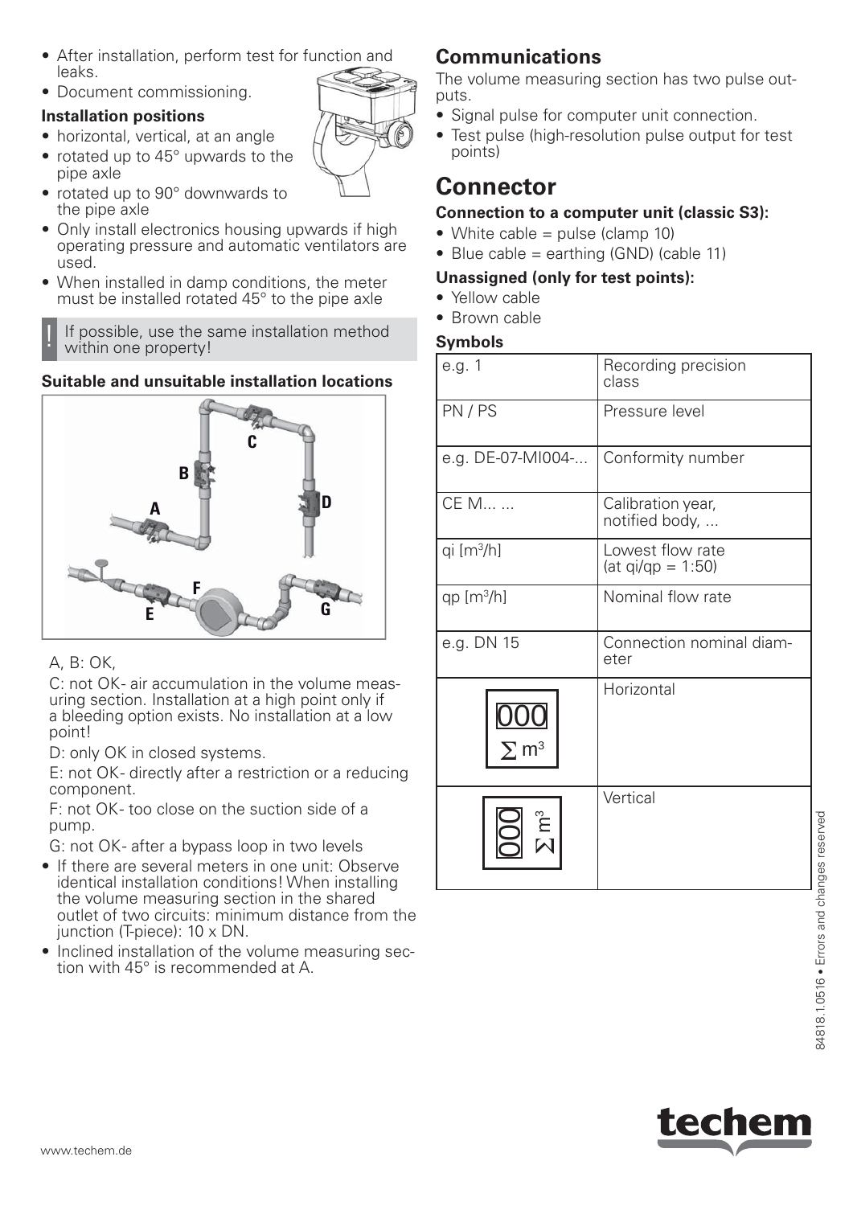- After installation, perform test for function and leaks.
- Document commissioning.

**Installation positions**

- horizontal, vertical, at an angle
- rotated up to 45° upwards to the pipe axle
- rotated up to 90° downwards to the pipe axle
- Only install electronics housing upwards if high operating pressure and automatic ventilators are used.
- When installed in damp conditions, the meter must be installed rotated 45° to the pipe axle

! If possible, use the same installation method within one property!

**Suitable and unsuitable installation locations**

A, B: OK,

C: not OK- air accumulation in the volume measuring section. Installation at a high point only if a bleeding option exists. No installation at a low point!

D: only OK in closed systems.

E: not OK- directly after a restriction or a reducing component.

F: not OK- too close on the suction side of a pump.

G: not OK- after a bypass loop in two levels

- If there are several meters in one unit: Observe identical installation conditions! When installing the volume measuring section in the shared outlet of two circuits: minimum distance from the junction (T-piece): 10 x DN.
- Inclined installation of the volume measuring section with 45° is recommended at A.

## Communications

The volume measuring section has two pulse outputs.

- Signal pulse for computer unit connection.
- Test pulse (high-resolution pulse output for test points)

# Connector

**Connection to a computer unit (classic S3):**

- White cable = pulse (clamp 10)
- Blue cable = earthing (GND) (cable 11)

**Unassigned (only for test points):**

- Yellow cable
- Brown cable

**Symbols**

| | |
|---|---|
| e.g. 1 | Recording precision class |
| PN / PS | Pressure level |
| e.g. DE-07-MI004-... | Conformity number |
| CE M... ... | Calibration year, notified body, ... |
| qi [m³/h] | Lowest flow rate (at qi/qp = 1:50) |
| qp [m³/h] | Nominal flow rate |
| e.g. DN 15 | Connection nominal diameter |
| 000 ∑ m³ | Horizontal |
| 000 ∑ m³ | Vertical |

84818.1.0516 • Errors and changes reserved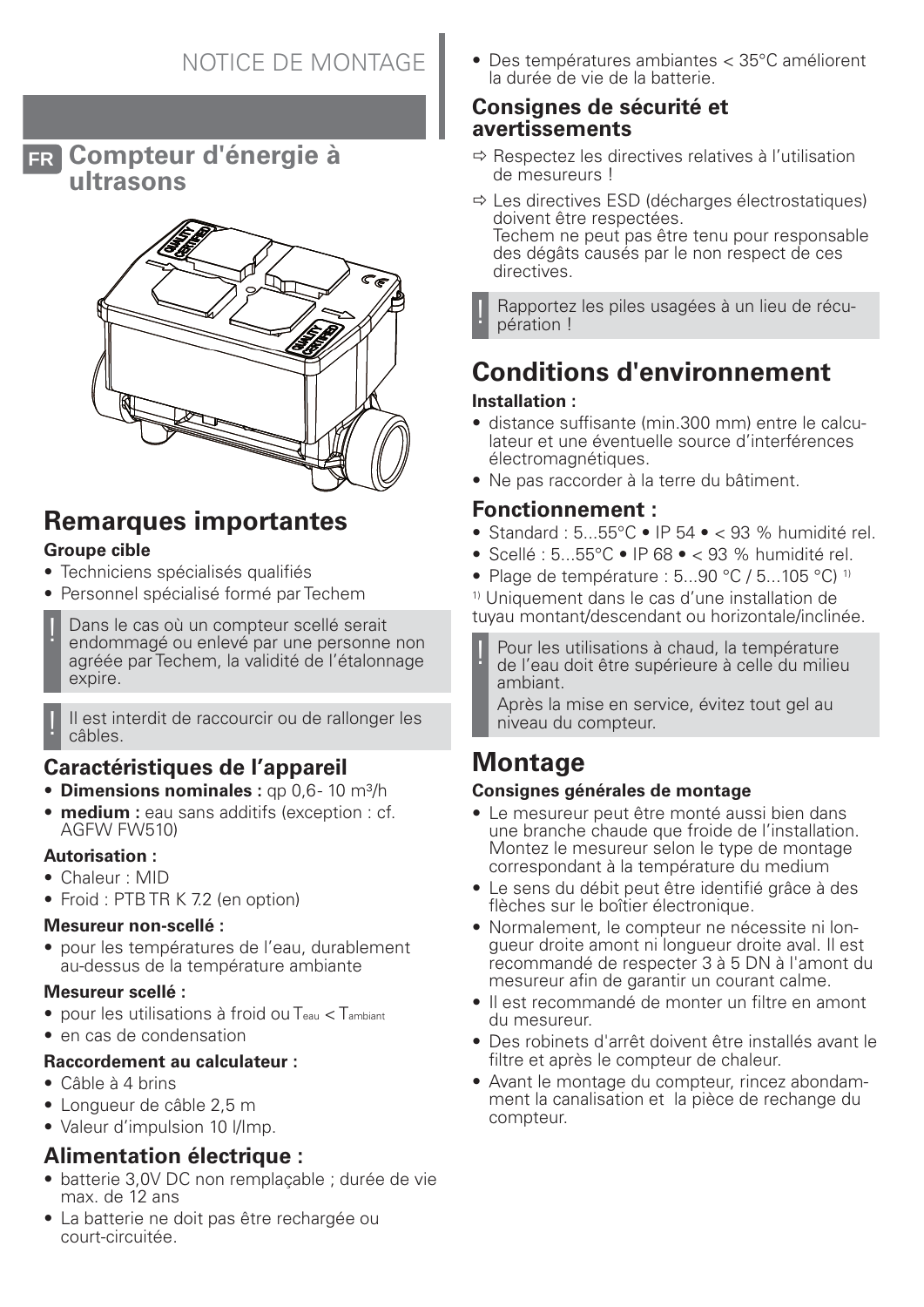# NOTICE DE MONTAGE

## FR Compteur d'énergie à ultrasons

## Remarques importantes

**Groupe cible**

- Techniciens spécialisés qualifiés
- Personnel spécialisé formé par Techem

> ! Dans le cas où un compteur scellé serait endommagé ou enlevé par une personne non agréée par Techem, la validité de l'étalonnage expire.

> ! Il est interdit de raccourcir ou de rallonger les câbles.

### Caractéristiques de l'appareil

- **Dimensions nominales :** qp 0,6- 10 m³/h
- **medium :** eau sans additifs (exception : cf. AGFW FW510)

**Autorisation :**

- Chaleur : MID
- Froid : PTB TR K 7.2 (en option)

**Mesureur non-scellé :**

- pour les températures de l'eau, durablement au-dessus de la température ambiante

**Mesureur scellé :**

- pour les utilisations à froid ou $T_{eau} < T_{ambiant}$
- en cas de condensation

**Raccordement au calculateur :**

- Câble à 4 brins
- Longueur de câble 2,5 m
- Valeur d'impulsion 10 l/Imp.

### Alimentation électrique :

- batterie 3,0V DC non remplaçable ; durée de vie max. de 12 ans
- La batterie ne doit pas être rechargée ou court-circuitée.
- Des températures ambiantes < 35°C améliorent la durée de vie de la batterie.

### Consignes de sécurité et avertissements

⇨ Respectez les directives relatives à l'utilisation de mesureurs !

⇨ Les directives ESD (décharges électrostatiques) doivent être respectées.
Techem ne peut pas être tenu pour responsable des dégâts causés par le non respect de ces directives.

> ! Rapportez les piles usagées à un lieu de récupération !

## Conditions d'environnement

**Installation :**

- distance suffisante (min.300 mm) entre le calculateur et une éventuelle source d'interférences électromagnétiques.
- Ne pas raccorder à la terre du bâtiment.

### Fonctionnement :

- Standard : 5...55°C • IP 54 • < 93 % humidité rel.
- Scellé : 5...55°C • IP 68 • < 93 % humidité rel.
- Plage de température : 5...90 °C / 5...105 °C) [1)]

[1)] Uniquement dans le cas d'une installation de tuyau montant/descendant ou horizontale/inclinée.

> ! Pour les utilisations à chaud, la température de l'eau doit être supérieure à celle du milieu ambiant.
> Après la mise en service, évitez tout gel au niveau du compteur.

## Montage

**Consignes générales de montage**

- Le mesureur peut être monté aussi bien dans une branche chaude que froide de l'installation. Montez le mesureur selon le type de montage correspondant à la température du medium
- Le sens du débit peut être identifié grâce à des flèches sur le boîtier électronique.
- Normalement, le compteur ne nécessite ni longueur droite amont ni longueur droite aval. Il est recommandé de respecter 3 à 5 DN à l'amont du mesureur afin de garantir un courant calme.
- Il est recommandé de monter un filtre en amont du mesureur.
- Des robinets d'arrêt doivent être installés avant le filtre et après le compteur de chaleur.
- Avant le montage du compteur, rincez abondamment la canalisation et la pièce de rechange du compteur.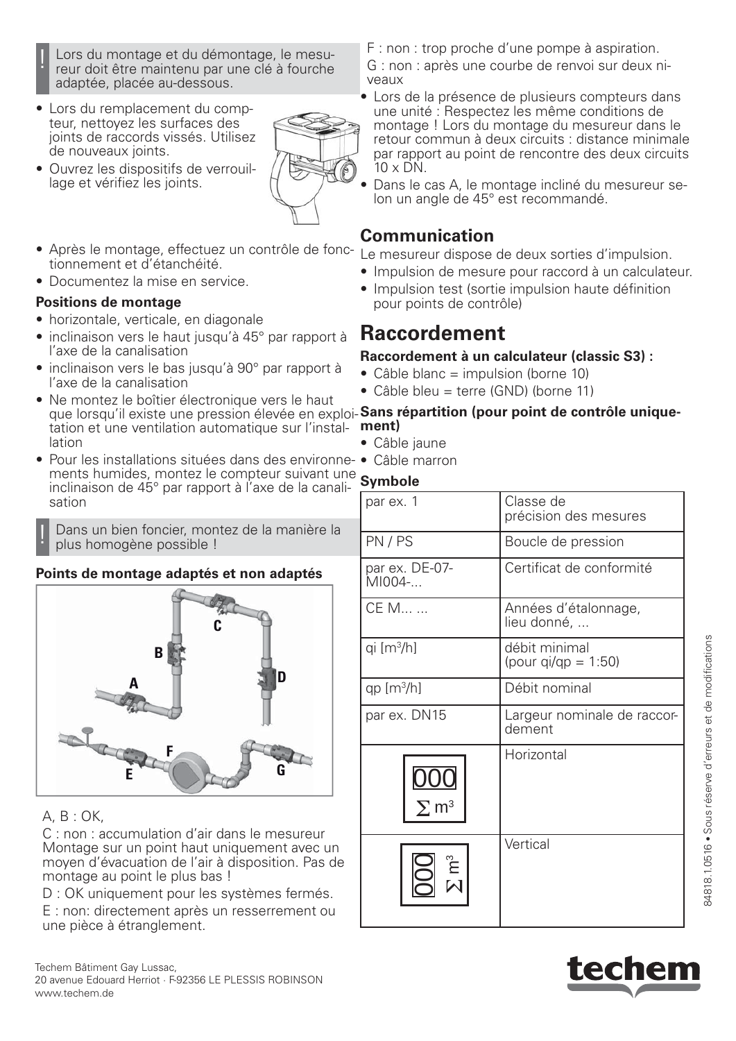> ! Lors du montage et du démontage, le mesureur doit être maintenu par une clé à fourche adaptée, placée au-dessous.

- Lors du remplacement du compteur, nettoyez les surfaces des joints de raccords vissés. Utilisez de nouveaux joints.
- Ouvrez les dispositifs de verrouillage et vérifiez les joints.
- Après le montage, effectuez un contrôle de fonctionnement et d'étanchéité.
- Documentez la mise en service.

**Positions de montage**

- horizontale, verticale, en diagonale
- inclinaison vers le haut jusqu'à 45° par rapport à l'axe de la canalisation
- inclinaison vers le bas jusqu'à 90° par rapport à l'axe de la canalisation
- Ne montez le boîtier électronique vers le haut que lorsqu'il existe une pression élevée en exploitation et une ventilation automatique sur l'installation
- Pour les installations situées dans des environnements humides, montez le compteur suivant une inclinaison de 45° par rapport à l'axe de la canalisation

> ! Dans un bien foncier, montez de la manière la plus homogène possible !

**Points de montage adaptés et non adaptés**

A, B : OK,

C : non : accumulation d'air dans le mesureur Montage sur un point haut uniquement avec un moyen d'évacuation de l'air à disposition. Pas de montage au point le plus bas !

D : OK uniquement pour les systèmes fermés.

E : non: directement après un resserrement ou une pièce à étranglement.

F : non : trop proche d'une pompe à aspiration.

G : non : après une courbe de renvoi sur deux niveaux

- Lors de la présence de plusieurs compteurs dans une unité : Respectez les même conditions de montage ! Lors du montage du mesureur dans le retour commun à deux circuits : distance minimale par rapport au point de rencontre des deux circuits 10 x DN.
- Dans le cas A, le montage incliné du mesureur selon un angle de 45° est recommandé.

## Communication

Le mesureur dispose de deux sorties d'impulsion.

- Impulsion de mesure pour raccord à un calculateur.
- Impulsion test (sortie impulsion haute définition pour points de contrôle)

# Raccordement

**Raccordement à un calculateur (classic S3) :**

- Câble blanc = impulsion (borne 10)
- Câble bleu = terre (GND) (borne 11)

**Sans répartition (pour point de contrôle uniquement)**

- Câble jaune
- Câble marron

**Symbole**

| | |
|---|---|
| par ex. 1 | Classe de précision des mesures |
| PN / PS | Boucle de pression |
| par ex. DE-07-MI004-... | Certificat de conformité |
| CE M... ... | Années d'étalonnage, lieu donné, ... |
| qi [m³/h] | débit minimal (pour qi/qp = 1:50) |
| qp [m³/h] | Débit nominal |
| par ex. DN15 | Largeur nominale de raccordement |
| 000 Σ m³ | Horizontal |
| 000 Σ m³ | Vertical |

Techem Bâtiment Gay Lussac,
20 avenue Edouard Herriot · F-92356 LE PLESSIS ROBINSON
www.techem.de

84818.1.0516 • Sous réserve d'erreurs et de modifications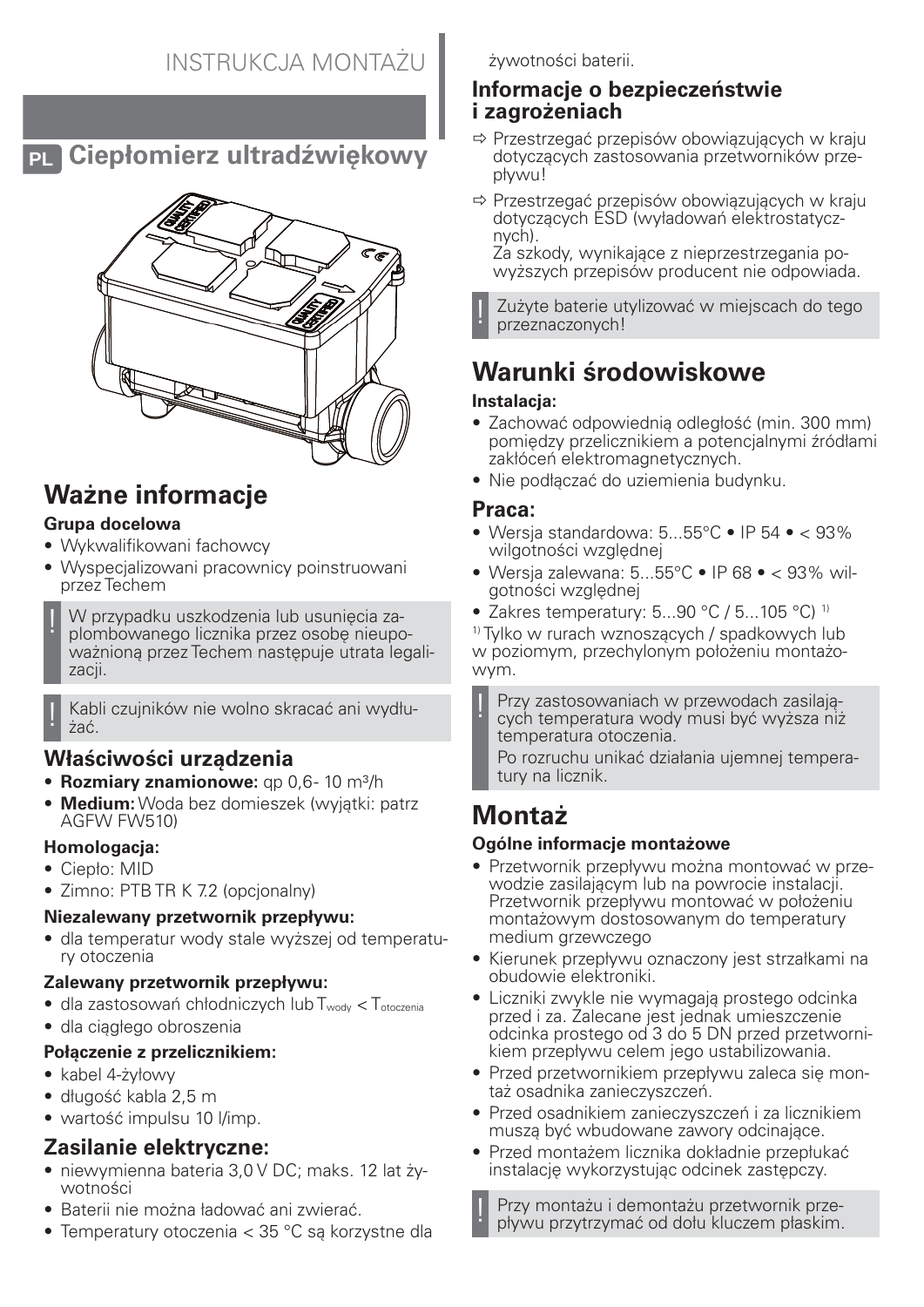# INSTRUKCJA MONTAŻU

## PL Ciepłomierz ultradźwiękowy

## Ważne informacje

**Grupa docelowa**

- Wykwalifikowani fachowcy
- Wyspecjalizowani pracownicy poinstruowani przez Techem

! W przypadku uszkodzenia lub usunięcia zaplombowanego licznika przez osobę nieupoważnioną przez Techem następuje utrata legalizacji.

! Kabli czujników nie wolno skracać ani wydłużać.

### Właściwości urządzenia

- **Rozmiary znamionowe:** qp 0,6- 10 m³/h
- **Medium:** Woda bez domieszek (wyjątki: patrz AGFW FW510)

**Homologacja:**

- Ciepło: MID
- Zimno: PTB TR K 7.2 (opcjonalny)

**Niezalewany przetwornik przepływu:**

- dla temperatur wody stale wyższej od temperatury otoczenia

**Zalewany przetwornik przepływu:**

- dla zastosowań chłodniczych lub $T_{wody} < T_{otoczenia}$
- dla ciągłego obroszenia

**Połączenie z przelicznikiem:**

- kabel 4-żyłowy
- długość kabla 2,5 m
- wartość impulsu 10 l/imp.

### Zasilanie elektryczne:

- niewymienna bateria 3,0 V DC; maks. 12 lat żywotności
- Baterii nie można ładować ani zwierać.
- Temperatury otoczenia < 35 °C są korzystne dla żywotności baterii.

### Informacje o bezpieczeństwie i zagrożeniach

⇨ Przestrzegać przepisów obowiązujących w kraju dotyczących zastosowania przetworników przepływu!

⇨ Przestrzegać przepisów obowiązujących w kraju dotyczących ESD (wyładowań elektrostatycznych).
Za szkody, wynikające z nieprzestrzegania powyższych przepisów producent nie odpowiada.

! Zużyte baterie utylizować w miejscach do tego przeznaczonych!

## Warunki środowiskowe

**Instalacja:**

- Zachować odpowiednią odległość (min. 300 mm) pomiędzy przelicznikiem a potencjalnymi źródłami zakłóceń elektromagnetycznych.
- Nie podłączać do uziemienia budynku.

### Praca:

- Wersja standardowa: 5...55°C • IP 54 • < 93% wilgotności względnej
- Wersja zalewana: 5...55°C • IP 68 • < 93% wilgotności względnej
- Zakres temperatury: 5...90 °C / 5...105 °C) [1]

[1] Tylko w rurach wznoszących / spadkowych lub w poziomym, przechylonym położeniu montażowym.

! Przy zastosowaniach w przewodach zasilających temperatura wody musi być wyższa niż temperatura otoczenia.
Po rozruchu unikać działania ujemnej temperatury na licznik.

## Montaż

**Ogólne informacje montażowe**

- Przetwornik przepływu można montować w przewodzie zasilającym lub na powrocie instalacji. Przetwornik przepływu montować w położeniu montażowym dostosowanym do temperatury medium grzewczego
- Kierunek przepływu oznaczony jest strzałkami na obudowie elektroniki.
- Liczniki zwykle nie wymagają prostego odcinka przed i za. Zalecane jest jednak umieszczenie odcinka prostego od 3 do 5 DN przed przetwornikiem przepływu celem jego ustabilizowania.
- Przed przetwornikiem przepływu zaleca się montaż osadnika zanieczyszczeń.
- Przed osadnikiem zanieczyszczeń i za licznikiem muszą być wbudowane zawory odcinające.
- Przed montażem licznika dokładnie przepłukać instalację wykorzystując odcinek zastępczy.

! Przy montażu i demontażu przetwornik przepływu przytrzymać od dołu kluczem płaskim.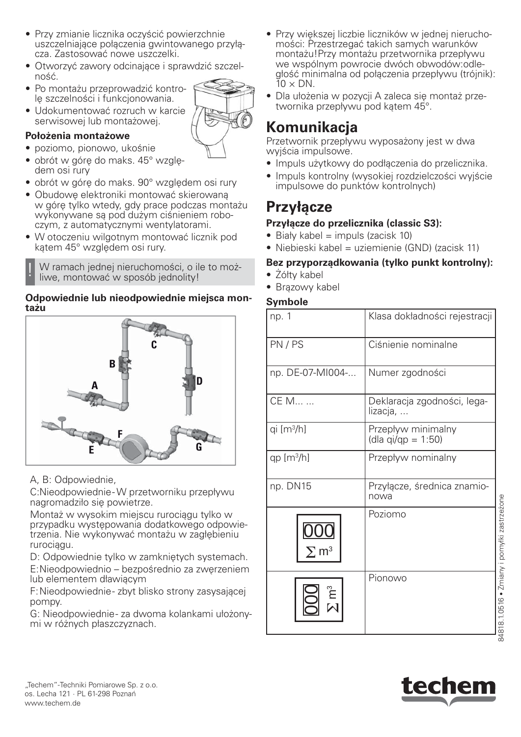- Przy zmianie licznika oczyścić powierzchnie uszczelniające połączenia gwintowanego przyłącza. Zastosować nowe uszczelki.
- Otworzyć zawory odcinające i sprawdzić szczelność.
- Po montażu przeprowadzić kontrolę szczelności i funkcjonowania.
- Udokumentować rozruch w karcie serwisowej lub montażowej.

**Położenia montażowe**

- poziomo, pionowo, ukośnie
- obrót w górę do maks. 45° względem osi rury
- obrót w górę do maks. 90° względem osi rury
- Obudowę elektroniki montować skierowaną w górę tylko wtedy, gdy prace podczas montażu wykonywane są pod dużym ciśnieniem roboczym, z automatycznymi wentylatorami.
- W otoczeniu wilgotnym montować licznik pod kątem 45° względem osi rury.

! W ramach jednej nieruchomości, o ile to możliwe, montować w sposób jednolity!

**Odpowiednie lub nieodpowiednie miejsca montażu**

A, B: Odpowiednie,

C: Nieodpowiednie - W przetworniku przepływu nagromadziło się powietrze.

Montaż w wysokim miejscu rurociągu tylko w przypadku występowania dodatkowego odpowietrzenia. Nie wykonywać montażu w zagłębieniu rurociągu.

D: Odpowiednie tylko w zamkniętych systemach.

E: Nieodpowiednio – bezpośrednio za zwężeniem lub elementem dławiącym

F: Nieodpowiednie - zbyt blisko strony zasysającej pompy.

G: Nieodpowiednie - za dwoma kolankami ułożonymi w różnych płaszczyznach.

- Przy większej liczbie liczników w jednej nieruchomości: Przestrzegać takich samych warunków montażu! Przy montażu przetwornika przepływu we wspólnym powrocie dwóch obwodów: odległość minimalna od połączenia przepływu (trójnik): 10 × DN.
- Dla ułożenia w pozycji A zaleca się montaż przetwornika przepływu pod kątem 45°.

# Komunikacja

Przetwornik przepływu wyposażony jest w dwa wyjścia impulsowe.

- Impuls użytkowy do podłączenia do przelicznika.
- Impuls kontrolny (wysokiej rozdzielczości wyjście impulsowe do punktów kontrolnych)

# Przyłącze

**Przyłącze do przelicznika (classic S3):**

- Biały kabel = impuls (zacisk 10)
- Niebieski kabel = uziemienie (GND) (zacisk 11)

**Bez przyporządkowania (tylko punkt kontrolny):**

- Żółty kabel
- Brązowy kabel

**Symbole**

| | |
|---|---|
| np. 1 | Klasa dokładności rejestracji |
| PN / PS | Ciśnienie nominalne |
| np. DE-07-MI004-... | Numer zgodności |
| CE M... ... | Deklaracja zgodności, legalizacja, ... |
| qi [m³/h] | Przepływ minimalny (dla qi/qp = 1:50) |
| qp [m³/h] | Przepływ nominalny |
| np. DN15 | Przyłącze, średnica znamionowa |
| 000 ∑ m³ | Poziomo |
| 000 ∑ m³ | Pionowo |

„Techem"-Techniki Pomiarowe Sp. z o.o.
os. Lecha 121 · PL 61-298 Poznań
www.techem.de

84818.1.0516 • Zmiany i pomyłki zastrzeżone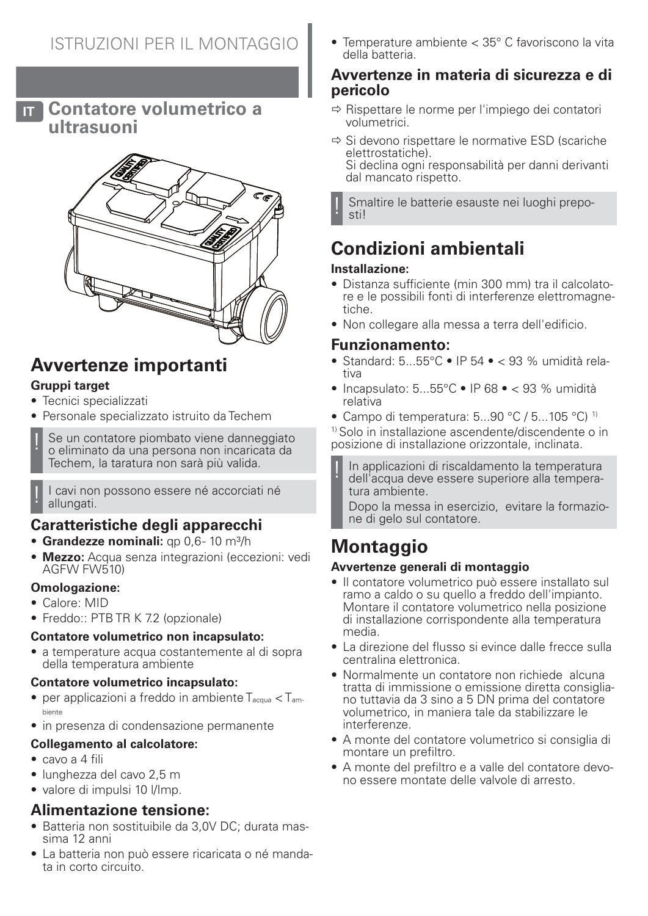# ISTRUZIONI PER IL MONTAGGIO

## IT Contatore volumetrico a ultrasuoni

## Avvertenze importanti

**Gruppi target**

- Tecnici specializzati
- Personale specializzato istruito da Techem

! Se un contatore piombato viene danneggiato o eliminato da una persona non incaricata da Techem, la taratura non sarà più valida.

! I cavi non possono essere né accorciati né allungati.

### Caratteristiche degli apparecchi

- **Grandezze nominali:** qp 0,6- 10 m³/h
- **Mezzo:** Acqua senza integrazioni (eccezioni: vedi AGFW FW510)

**Omologazione:**

- Calore: MID
- Freddo:: PTB TR K 7.2 (opzionale)

**Contatore volumetrico non incapsulato:**

- a temperature acqua costantemente al di sopra della temperatura ambiente

**Contatore volumetrico incapsulato:**

- per applicazioni a freddo in ambiente $T_{acqua} < T_{ambiente}$
- in presenza di condensazione permanente

**Collegamento al calcolatore:**

- cavo a 4 fili
- lunghezza del cavo 2,5 m
- valore di impulsi 10 l/Imp.

### Alimentazione tensione:

- Batteria non sostituibile da 3,0V DC; durata massima 12 anni
- La batteria non può essere ricaricata o né mandata in corto circuito.
- Temperature ambiente < 35° C favoriscono la vita della batteria.

### Avvertenze in materia di sicurezza e di pericolo

⇨ Rispettare le norme per l'impiego dei contatori volumetrici.

⇨ Si devono rispettare le normative ESD (scariche elettrostatiche).
Si declina ogni responsabilità per danni derivanti dal mancato rispetto.

! Smaltire le batterie esauste nei luoghi preposti!

## Condizioni ambientali

**Installazione:**

- Distanza sufficiente (min 300 mm) tra il calcolatore e le possibili fonti di interferenze elettromagnetiche.
- Non collegare alla messa a terra dell'edificio.

### Funzionamento:

- Standard: 5...55°C • IP 54 • < 93 % umidità relativa
- Incapsulato: 5...55°C • IP 68 • < 93 % umidità relativa
- Campo di temperatura: 5...90 °C / 5...105 °C) [1]

[1] Solo in installazione ascendente/discendente o in posizione di installazione orizzontale, inclinata.

! In applicazioni di riscaldamento la temperatura dell'acqua deve essere superiore alla temperatura ambiente.
Dopo la messa in esercizio, evitare la formazione di gelo sul contatore.

## Montaggio

**Avvertenze generali di montaggio**

- Il contatore volumetrico può essere installato sul ramo a caldo o su quello a freddo dell'impianto. Montare il contatore volumetrico nella posizione di installazione corrispondente alla temperatura media.
- La direzione del flusso si evince dalle frecce sulla centralina elettronica.
- Normalmente un contatore non richiede alcuna tratta di immissione o emissione diretta consigliano tuttavia da 3 sino a 5 DN prima del contatore volumetrico, in maniera tale da stabilizzare le interferenze.
- A monte del contatore volumetrico si consiglia di montare un prefiltro.
- A monte del prefiltro e a valle del contatore devono essere montate delle valvole di arresto.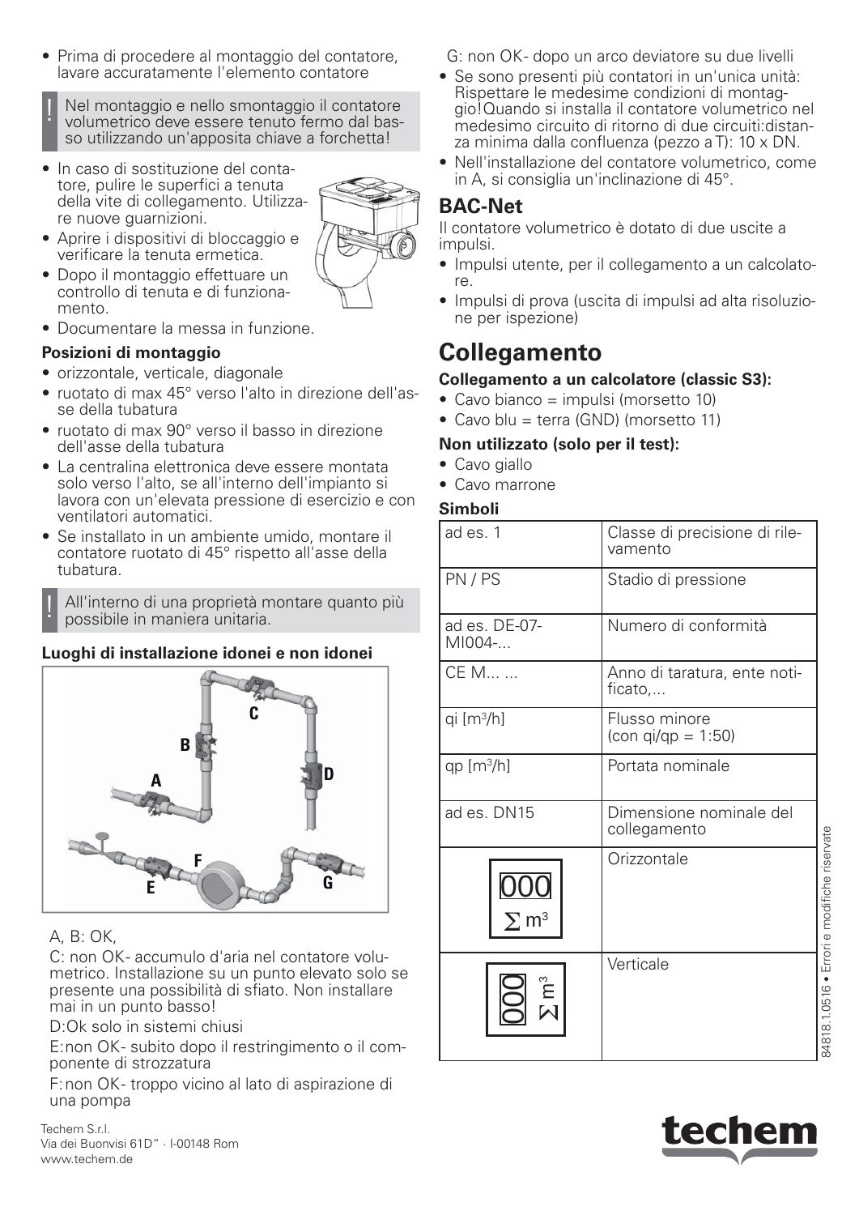- Prima di procedere al montaggio del contatore, lavare accuratamente l'elemento contatore

> ! Nel montaggio e nello smontaggio il contatore volumetrico deve essere tenuto fermo dal basso utilizzando un'apposita chiave a forchetta!

- In caso di sostituzione del contatore, pulire le superfici a tenuta della vite di collegamento. Utilizzare nuove guarnizioni.
- Aprire i dispositivi di bloccaggio e verificare la tenuta ermetica.
- Dopo il montaggio effettuare un controllo di tenuta e di funzionamento.
- Documentare la messa in funzione.

**Posizioni di montaggio**

- orizzontale, verticale, diagonale
- ruotato di max 45° verso l'alto in direzione dell'asse della tubatura
- ruotato di max 90° verso il basso in direzione dell'asse della tubatura
- La centralina elettronica deve essere montata solo verso l'alto, se all'interno dell'impianto si lavora con un'elevata pressione di esercizio e con ventilatori automatici.
- Se installato in un ambiente umido, montare il contatore ruotato di 45° rispetto all'asse della tubatura.

> ! All'interno di una proprietà montare quanto più possibile in maniera unitaria.

**Luoghi di installazione idonei e non idonei**

A, B: OK,

C: non OK- accumulo d'aria nel contatore volumetrico. Installazione su un punto elevato solo se presente una possibilità di sfiato. Non installare mai in un punto basso!

D:Ok solo in sistemi chiusi

E:non OK- subito dopo il restringimento o il componente di strozzatura

F:non OK- troppo vicino al lato di aspirazione di una pompa

G: non OK- dopo un arco deviatore su due livelli

- Se sono presenti più contatori in un'unica unità: Rispettare le medesime condizioni di montaggio!Quando si installa il contatore volumetrico nel medesimo circuito di ritorno di due circuiti:distanza minima dalla confluenza (pezzo a T): 10 x DN.
- Nell'installazione del contatore volumetrico, come in A, si consiglia un'inclinazione di 45°.

## BAC-Net

Il contatore volumetrico è dotato di due uscite a impulsi.

- Impulsi utente, per il collegamento a un calcolatore.
- Impulsi di prova (uscita di impulsi ad alta risoluzione per ispezione)

# Collegamento

**Collegamento a un calcolatore (classic S3):**

- Cavo bianco = impulsi (morsetto 10)
- Cavo blu = terra (GND) (morsetto 11)

**Non utilizzato (solo per il test):**

- Cavo giallo
- Cavo marrone

**Simboli**

| | |
|---|---|
| ad es. 1 | Classe di precisione di rilevamento |
| PN / PS | Stadio di pressione |
| ad es. DE-07-MI004-... | Numero di conformità |
| CE M... ... | Anno di taratura, ente notificato,... |
| qi [m³/h] | Flusso minore (con qi/qp = 1:50) |
| qp [m³/h] | Portata nominale |
| ad es. DN15 | Dimensione nominale del collegamento |
| 000 ∑ m³ | Orizzontale |
| 000 ∑ m³ | Verticale |

84818.1.0516 • Errori e modifiche riservate

Techem S.r.l.
Via dei Buonvisi 61D" · I-00148 Rom
www.techem.de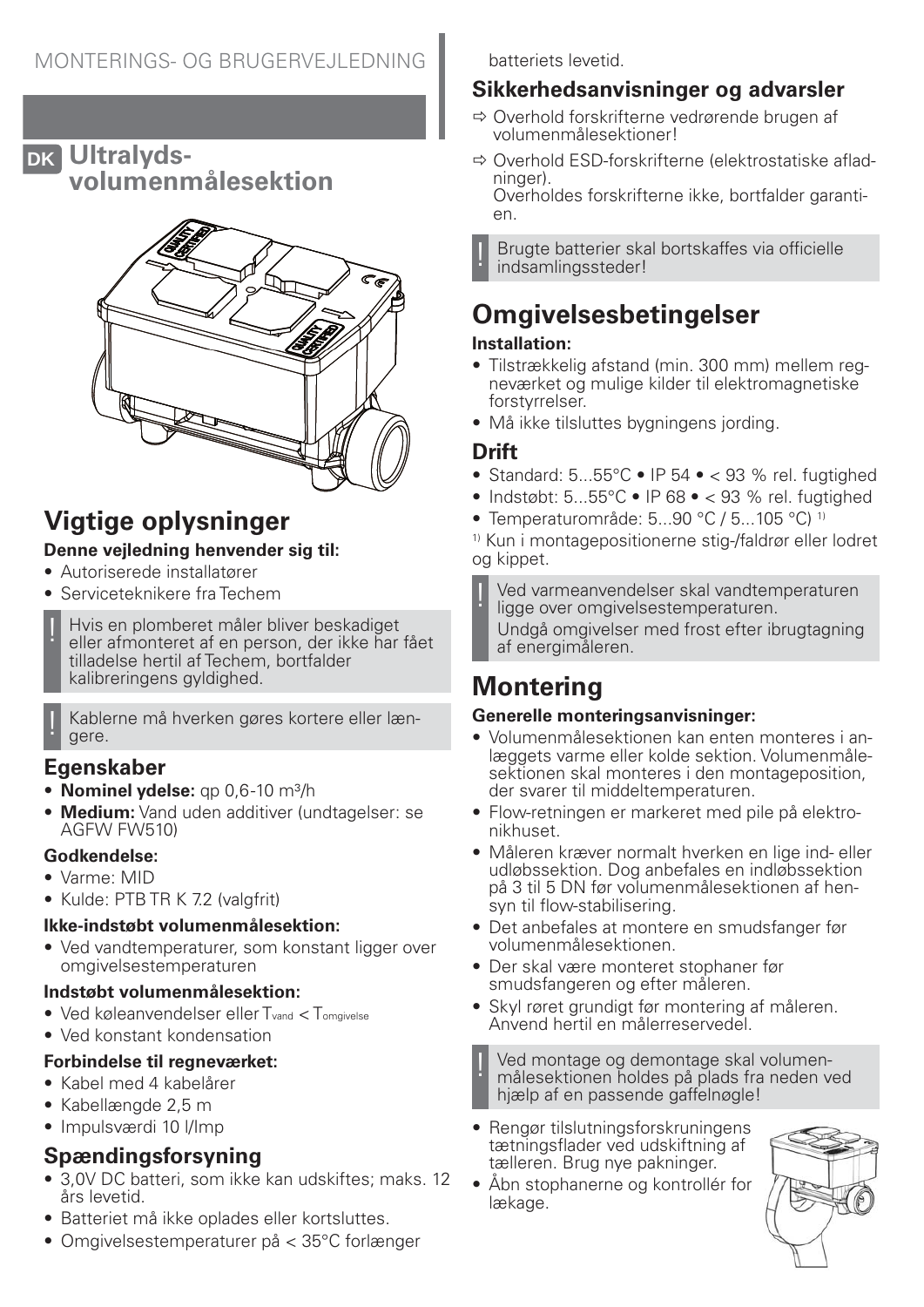MONTERINGS- OG BRUGERVEJLEDNING

# DK Ultralyds-volumenmålesektion

## Vigtige oplysninger

**Denne vejledning henvender sig til:**

- Autoriserede installatører
- Serviceteknikere fra Techem

! Hvis en plomberet måler bliver beskadiget eller afmonteret af en person, der ikke har fået tilladelse hertil af Techem, bortfalder kalibreringens gyldighed.

! Kablerne må hverken gøres kortere eller længere.

### Egenskaber

- **Nominel ydelse:** qp 0,6-10 m³/h
- **Medium:** Vand uden additiver (undtagelser: se AGFW FW510)

**Godkendelse:**

- Varme: MID
- Kulde: PTB TR K 7.2 (valgfrit)

**Ikke-indstøbt volumenmålesektion:**

- Ved vandtemperaturer, som konstant ligger over omgivelsestemperaturen

**Indstøbt volumenmålesektion:**

- Ved køleanvendelser eller $T_{vand} < T_{omgivelse}$
- Ved konstant kondensation

**Forbindelse til regneværket:**

- Kabel med 4 kabelårer
- Kabellængde 2,5 m
- Impulsværdi 10 l/Imp

### Spændingsforsyning

- 3,0V DC batteri, som ikke kan udskiftes; maks. 12 års levetid.
- Batteriet må ikke oplades eller kortsluttes.
- Omgivelsestemperaturer på < 35°C forlænger batteriets levetid.

### Sikkerhedsanvisninger og advarsler

⇨ Overhold forskrifterne vedrørende brugen af volumenmålesektioner!

⇨ Overhold ESD-forskrifterne (elektrostatiske afladninger).
Overholdes forskrifterne ikke, bortfalder garantien.

! Brugte batterier skal bortskaffes via officielle indsamlingssteder!

## Omgivelsesbetingelser

**Installation:**

- Tilstrækkelig afstand (min. 300 mm) mellem regneværket og mulige kilder til elektromagnetiske forstyrrelser.
- Må ikke tilsluttes bygningens jording.

### Drift

- Standard: 5...55°C • IP 54 • < 93 % rel. fugtighed
- Indstøbt: 5...55°C • IP 68 • < 93 % rel. fugtighed
- Temperaturområde: 5...90 °C / 5...105 °C) [1]

[1] Kun i montagepositionerne stig-/faldrør eller lodret og kippet.

! Ved varmeanvendelser skal vandtemperaturen ligge over omgivelsestemperaturen.
Undgå omgivelser med frost efter ibrugtagning af energimåleren.

## Montering

**Generelle monteringsanvisninger:**

- Volumenmålesektionen kan enten monteres i anlæggets varme eller kolde sektion. Volumenmålesektionen skal monteres i den montageposition, der svarer til middeltemperaturen.
- Flow-retningen er markeret med pile på elektronikhuset.
- Måleren kræver normalt hverken en lige ind- eller udløbssektion. Dog anbefales en indløbssektion på 3 til 5 DN før volumenmålesektionen af hensyn til flow-stabilisering.
- Det anbefales at montere en smudsfanger før volumenmålesektionen.
- Der skal være monteret stophaner før smudsfangeren og efter måleren.
- Skyl røret grundigt før montering af måleren. Anvend hertil en målerreservedel.

! Ved montage og demontage skal volumenmålesektionen holdes på plads fra neden ved hjælp af en passende gaffelnøgle!

- Rengør tilslutningsforskruningens tætningsflader ved udskiftning af tælleren. Brug nye pakninger.
- Åbn stophanerne og kontrollér for lækage.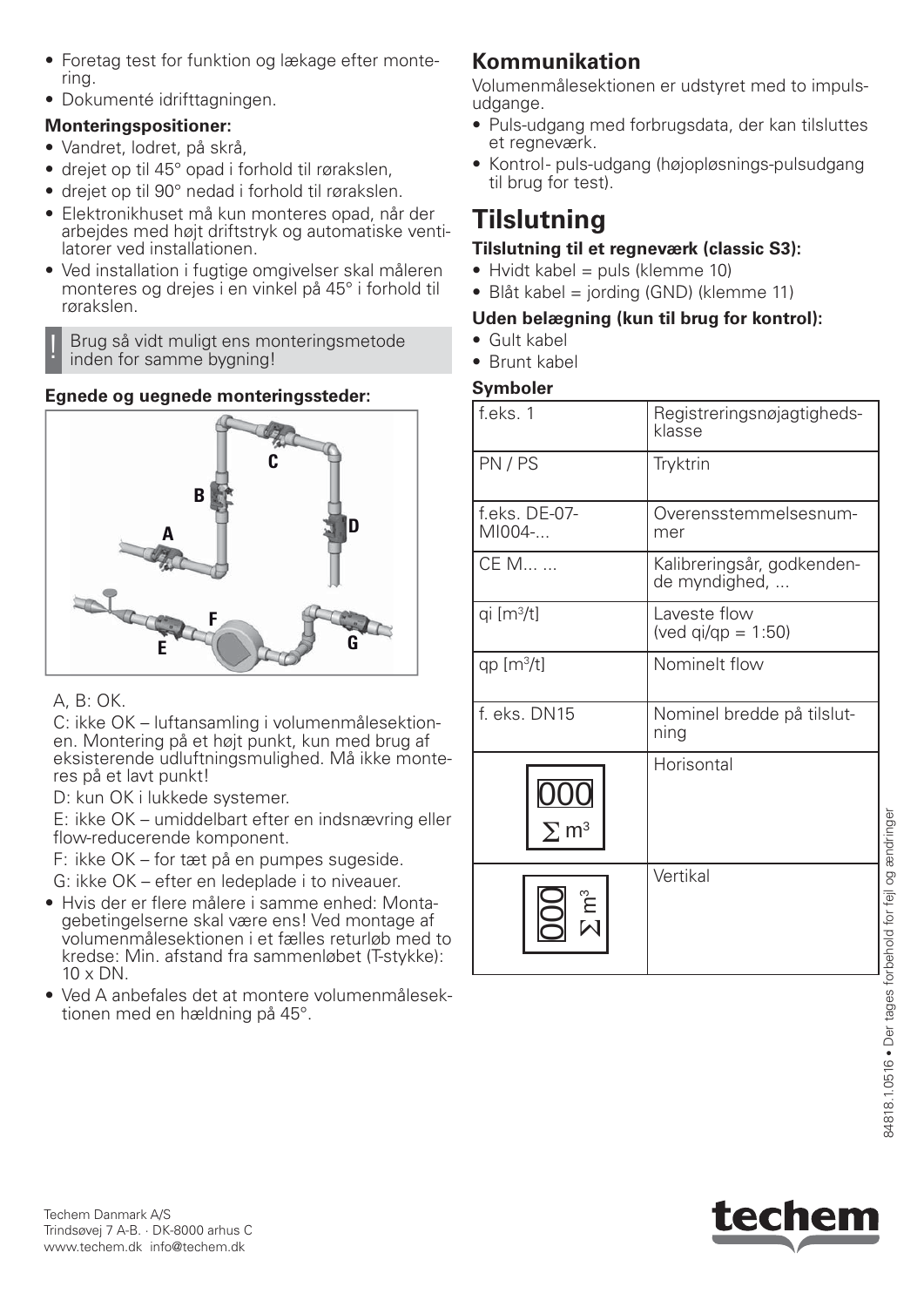- Foretag test for funktion og lækage efter montering.
- Dokumenté idrifttagningen.

**Monteringspositioner:**

- Vandret, lodret, på skrå,
- drejet op til 45° opad i forhold til rørakslen,
- drejet op til 90° nedad i forhold til rørakslen.
- Elektronikhuset må kun monteres opad, når der arbejdes med højt driftstryk og automatiske ventilatorer ved installationen.
- Ved installation i fugtige omgivelser skal måleren monteres og drejes i en vinkel på 45° i forhold til rørakslen.

! Brug så vidt muligt ens monteringsmetode inden for samme bygning!

**Egnede og uegnede monteringssteder:**

A, B: OK.

C: ikke OK – luftansamling i volumenmålesektionen. Montering på et højt punkt, kun med brug af eksisterende udluftningsmulighed. Må ikke monteres på et lavt punkt!

D: kun OK i lukkede systemer.

E: ikke OK – umiddelbart efter en indsnævring eller flow-reducerende komponent.

F: ikke OK – for tæt på en pumpes sugeside.

G: ikke OK – efter en ledeplade i to niveauer.

- Hvis der er flere målere i samme enhed: Montagebetingelserne skal være ens! Ved montage af volumenmålesektionen i et fælles returløb med to kredse: Min. afstand fra sammenløbet (T-stykke): 10 x DN.
- Ved A anbefales det at montere volumenmålesektionen med en hældning på 45°.

## Kommunikation

Volumenmålesektionen er udstyret med to impulsudgange.

- Puls-udgang med forbrugsdata, der kan tilsluttes et regneværk.
- Kontrol- puls-udgang (højopløsnings-pulsudgang til brug for test).

# Tilslutning

**Tilslutning til et regneværk (classic S3):**

- Hvidt kabel = puls (klemme 10)
- Blåt kabel = jording (GND) (klemme 11)

**Uden belægning (kun til brug for kontrol):**

- Gult kabel
- Brunt kabel

**Symboler**

| | |
|---|---|
| f.eks. 1 | Registreringsnøjagtighedsklasse |
| PN / PS | Tryktrin |
| f.eks. DE-07-MI004-... | Overensstemmelsesnummer |
| CE M... ... | Kalibreringsår, godkendende myndighed, ... |
| qi [m³/t] | Laveste flow (ved qi/qp = 1:50) |
| qp [m³/t] | Nominelt flow |
| f. eks. DN15 | Nominel bredde på tilslutning |
| 000 $\sum$ m³ | Horisontal |
| 000 $\sum$ m³ | Vertikal |

Techem Danmark A/S
Trindsøvej 7 A-B. · DK-8000 arhus C
www.techem.dk info@techem.dk

84818.1.0516 • Der tages forbehold for fejl og ændringer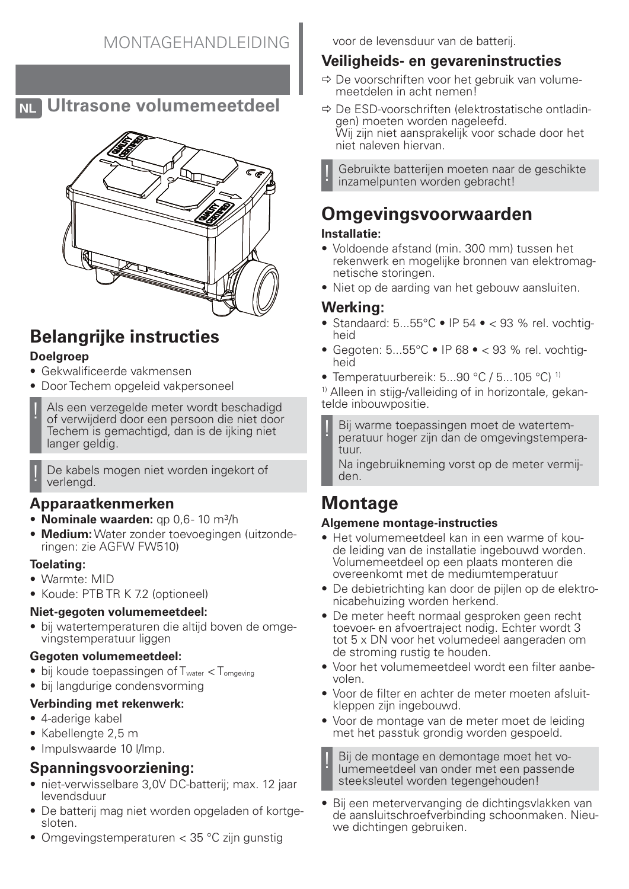MONTAGEHANDLEIDING

# NL Ultrasone volumemeetdeel

## Belangrijke instructies

**Doelgroep**

- Gekwalificeerde vakmensen
- Door Techem opgeleid vakpersoneel

! Als een verzegelde meter wordt beschadigd of verwijderd door een persoon die niet door Techem is gemachtigd, dan is de ijking niet langer geldig.

! De kabels mogen niet worden ingekort of verlengd.

### Apparaatkenmerken

- **Nominale waarden:** qp 0,6- 10 m³/h
- **Medium:** Water zonder toevoegingen (uitzonderingen: zie AGFW FW510)

**Toelating:**

- Warmte: MID
- Koude: PTB TR K 7.2 (optioneel)

**Niet-gegoten volumemeetdeel:**

- bij watertemperaturen die altijd boven de omgevingstemperatuur liggen

**Gegoten volumemeetdeel:**

- bij koude toepassingen of $T_{water} < T_{omgeving}$
- bij langdurige condensvorming

**Verbinding met rekenwerk:**

- 4-aderige kabel
- Kabellengte 2,5 m
- Impulswaarde 10 l/Imp.

### Spanningsvoorziening:

- niet-verwisselbare 3,0V DC-batterij; max. 12 jaar levensduur
- De batterij mag niet worden opgeladen of kortgesloten.
- Omgevingstemperaturen < 35 °C zijn gunstig voor de levensduur van de batterij.

### Veiligheids- en gevareninstructies

⇨ De voorschriften voor het gebruik van volumemeetdelen in acht nemen!

⇨ De ESD-voorschriften (elektrostatische ontladingen) moeten worden nageleefd.
Wij zijn niet aansprakelijk voor schade door het niet naleven hiervan.

! Gebruikte batterijen moeten naar de geschikte inzamelpunten worden gebracht!

## Omgevingsvoorwaarden

**Installatie:**

- Voldoende afstand (min. 300 mm) tussen het rekenwerk en mogelijke bronnen van elektromagnetische storingen.
- Niet op de aarding van het gebouw aansluiten.

### Werking:

- Standaard: 5...55°C • IP 54 • < 93 % rel. vochtigheid
- Gegoten: 5...55°C • IP 68 • < 93 % rel. vochtigheid
- Temperatuurbereik: 5...90 °C / 5...105 °C) [1]

[1] Alleen in stijg-/valleiding of in horizontale, gekantelde inbouwpositie.

! Bij warme toepassingen moet de watertemperatuur hoger zijn dan de omgevingstemperatuur.
Na ingebruikneming vorst op de meter vermijden.

## Montage

**Algemene montage-instructies**

- Het volumemeetdeel kan in een warme of koude leiding van de installatie ingebouwd worden. Volumemeetdeel op een plaats monteren die overeenkomt met de mediumtemperatuur
- De debietrichting kan door de pijlen op de elektronicabehuizing worden herkend.
- De meter heeft normaal gesproken geen recht toevoer- en afvoertraject nodig. Echter wordt 3 tot 5 x DN voor het volumedeel aangeraden om de stroming rustig te houden.
- Voor het volumemeetdeel wordt een filter aanbevolen.
- Voor de filter en achter de meter moeten afsluitkleppen zijn ingebouwd.
- Voor de montage van de meter moet de leiding met het passtuk grondig worden gespoeld.

! Bij de montage en demontage moet het volumemeetdeel van onder met een passende steeksleutel worden tegengehouden!

- Bij een metervervanging de dichtingsvlakken van de aansluitschroefverbinding schoonmaken. Nieuwe dichtingen gebruiken.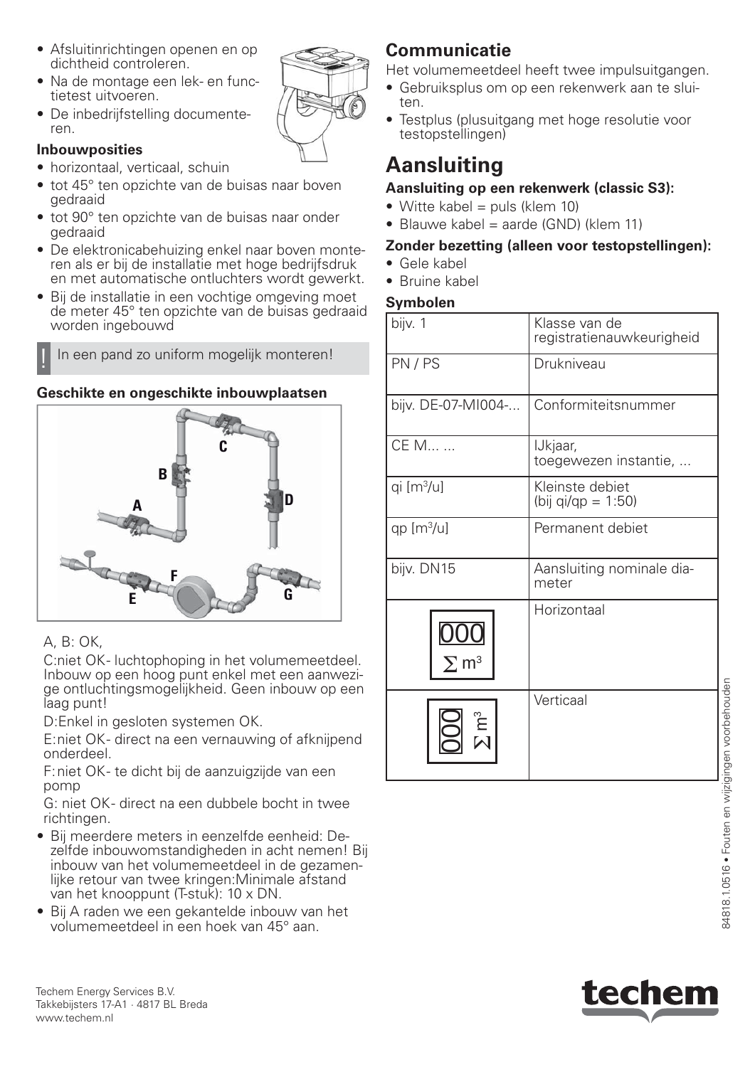- Afsluitinrichtingen openen en op dichtheid controleren.
- Na de montage een lek- en functietest uitvoeren.
- De inbedrijfstelling documenteren.

**Inbouwposities**

- horizontaal, verticaal, schuin
- tot 45° ten opzichte van de buisas naar boven gedraaid
- tot 90° ten opzichte van de buisas naar onder gedraaid
- De elektronicabehuizing enkel naar boven monteren als er bij de installatie met hoge bedrijfsdruk en met automatische ontluchters wordt gewerkt.
- Bij de installatie in een vochtige omgeving moet de meter 45° ten opzichte van de buisas gedraaid worden ingebouwd

! In een pand zo uniform mogelijk monteren!

**Geschikte en ongeschikte inbouwplaatsen**

A, B: OK,

C:niet OK- luchtophoping in het volumemeetdeel. Inbouw op een hoog punt enkel met een aanwezige ontluchtingsmogelijkheid. Geen inbouw op een laag punt!

D:Enkel in gesloten systemen OK.

E:niet OK- direct na een vernauwing of afknijpend onderdeel.

F:niet OK- te dicht bij de aanzuigzijde van een pomp

G: niet OK- direct na een dubbele bocht in twee richtingen.

- Bij meerdere meters in eenzelfde eenheid: Dezelfde inbouwomstandigheden in acht nemen! Bij inbouw van het volumemeetdeel in de gezamenlijke retour van twee kringen:Minimale afstand van het knooppunt (T-stuk): 10 x DN.
- Bij A raden we een gekantelde inbouw van het volumemeetdeel in een hoek van 45° aan.

## Communicatie

Het volumemeetdeel heeft twee impulsuitgangen.

- Gebruiksplus om op een rekenwerk aan te sluiten.
- Testplus (plusuitgang met hoge resolutie voor testopstellingen)

# Aansluiting

**Aansluiting op een rekenwerk (classic S3):**

- Witte kabel = puls (klem 10)
- Blauwe kabel = aarde (GND) (klem 11)

**Zonder bezetting (alleen voor testopstellingen):**

- Gele kabel
- Bruine kabel

**Symbolen**

| | |
|---|---|
| bijv. 1 | Klasse van de registratienauwkeurigheid |
| PN / PS | Drukniveau |
| bijv. DE-07-MI004-... | Conformiteitsnummer |
| CE M... ... | IJkjaar, toegewezen instantie, ... |
| qi [m³/u] | Kleinste debiet (bij qi/qp = 1:50) |
| qp [m³/u] | Permanent debiet |
| bijv. DN15 | Aansluiting nominale diameter |
| 000 Σ m³ | Horizontaal |
| 000 Σ m³ | Verticaal |

Techem Energy Services B.V.
Takkebijsters 17-A1 · 4817 BL Breda
www.techem.nl

84818.1.0516 • Fouten en wijzigingen voorbehouden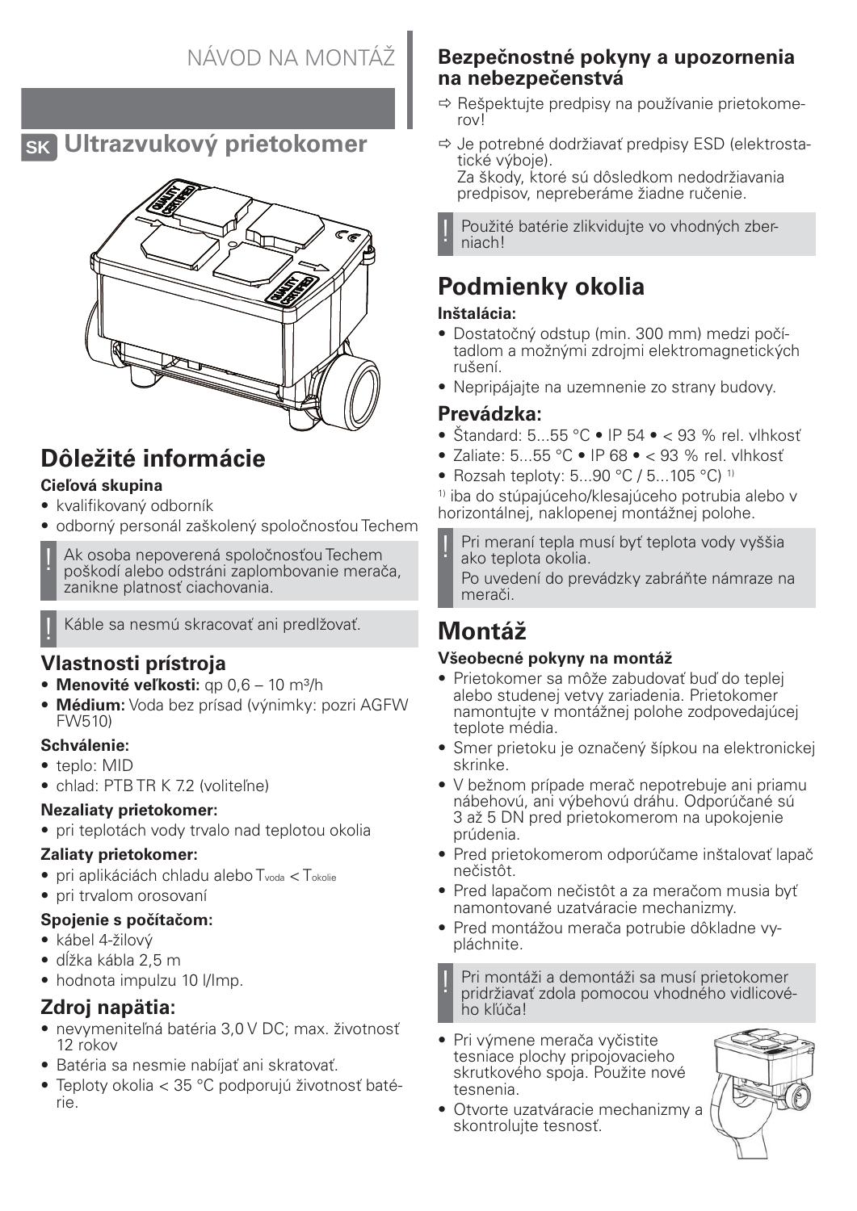# NÁVOD NA MONTÁŽ

## SK Ultrazvukový prietokomer

## Dôležité informácie

**Cieľová skupina**

- kvalifikovaný odborník
- odborný personál zaškolený spoločnosťou Techem

! Ak osoba nepoverená spoločnosťou Techem poškodí alebo odstráni zaplombovanie merača, zanikne platnosť ciachovania.

! Káble sa nesmú skracovať ani predlžovať.

### Vlastnosti prístroja

- **Menovité veľkosti:** qp 0,6 – 10 m³/h
- **Médium:** Voda bez prísad (výnimky: pozri AGFW FW510)

**Schválenie:**

- teplo: MID
- chlad: PTB TR K 7.2 (voliteľne)

**Nezaliaty prietokomer:**

- pri teplotách vody trvalo nad teplotou okolia

**Zaliaty prietokomer:**

- pri aplikáciách chladu alebo $T_{voda} < T_{okolie}$
- pri trvalom orosovaní

**Spojenie s počítačom:**

- kábel 4-žilový
- dĺžka kábla 2,5 m
- hodnota impulzu 10 l/Imp.

### Zdroj napätia:

- nevymeniteľná batéria 3,0 V DC; max. životnosť 12 rokov
- Batéria sa nesmie nabíjať ani skratovať.
- Teploty okolia < 35 °C podporujú životnosť batérie.

### Bezpečnostné pokyny a upozornenia na nebezpečenstvá

⇨ Rešpektujte predpisy na používanie prietokomerov!

⇨ Je potrebné dodržiavať predpisy ESD (elektrostatické výboje).
Za škody, ktoré sú dôsledkom nedodržiavania predpisov, nepreberáme žiadne ručenie.

! Použité batérie zlikvidujte vo vhodných zberniach!

## Podmienky okolia

**Inštalácia:**

- Dostatočný odstup (min. 300 mm) medzi počítadlom a možnými zdrojmi elektromagnetických rušení.
- Nepripájajte na uzemnenie zo strany budovy.

### Prevádzka:

- Štandard: 5...55 °C • IP 54 • < 93 % rel. vlhkosť
- Zaliate: 5...55 °C • IP 68 • < 93 % rel. vlhkosť
- Rozsah teploty: 5...90 °C / 5...105 °C) [1]

[1] iba do stúpajúceho/klesajúceho potrubia alebo v horizontálnej, naklopenej montážnej polohe.

! Pri meraní tepla musí byť teplota vody vyššia ako teplota okolia.
Po uvedení do prevádzky zabráňte námraze na merači.

## Montáž

**Všeobecné pokyny na montáž**

- Prietokomer sa môže zabudovať buď do teplej alebo studenej vetvy zariadenia. Prietokomer namontujte v montážnej polohe zodpovedajúcej teplote média.
- Smer prietoku je označený šípkou na elektronickej skrinke.
- V bežnom prípade merač nepotrebuje ani priamu nábehovú, ani výbehovú dráhu. Odporúčané sú 3 až 5 DN pred prietokomerom na upokojenie prúdenia.
- Pred prietokomerom odporúčame inštalovať lapač nečistôt.
- Pred lapačom nečistôt a za meračom musia byť namontované uzatváracie mechanizmy.
- Pred montážou merača potrubie dôkladne vypláchnite.

! Pri montáži a demontáži sa musí prietokomer pridržiavať zdola pomocou vhodného vidlicového kľúča!

- Pri výmene merača vyčistite tesniace plochy pripojovacieho skrutkového spoja. Použite nové tesnenia.
- Otvorte uzatváracie mechanizmy a skontrolujte tesnosť.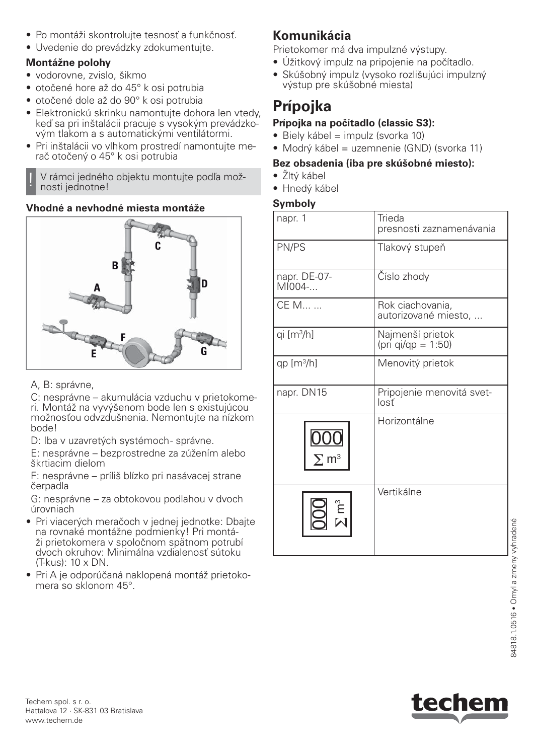- Po montáži skontrolujte tesnosť a funkčnosť.
- Uvedenie do prevádzky zdokumentujte.

### Montážne polohy

- vodorovne, zvislo, šikmo
- otočené hore až do 45° k osi potrubia
- otočené dole až do 90° k osi potrubia
- Elektronickú skrinku namontujte dohora len vtedy, keď sa pri inštalácii pracuje s vysokým prevádzkovým tlakom a s automatickými ventilátormi.
- Pri inštalácii vo vlhkom prostredí namontujte merač otočený o 45° k osi potrubia

! V rámci jedného objektu montujte podľa možnosti jednotne!

### Vhodné a nevhodné miesta montáže

A, B: správne,

C: nesprávne – akumulácia vzduchu v prietokomeri. Montáž na vyvýšenom bode len s existujúcou možnosťou odvzdušnenia. Nemontujte na nízkom bode!

D: Iba v uzavretých systémoch- správne.

E: nesprávne – bezprostredne za zúžením alebo škrtiacim dielom

F: nesprávne – príliš blízko pri nasávacej strane čerpadla

G: nesprávne – za obtokovou podlahou v dvoch úrovniach

- Pri viacerých meračoch v jednej jednotke: Dbajte na rovnaké montážne podmienky! Pri montáži prietokomera v spoločnom spätnom potrubí dvoch okruhov: Minimálna vzdialenosť sútoku (T-kus): 10 x DN.
- Pri A je odporúčaná naklopená montáž prietokomera so sklonom 45°.

## Komunikácia

Prietokomer má dva impulzné výstupy.

- Úžitkový impulz na pripojenie na počítadlo.
- Skúšobný impulz (vysoko rozlišujúci impulzný výstup pre skúšobné miesta)

# Prípojka

### Prípojka na počítadlo (classic S3):

- Biely kábel = impulz (svorka 10)
- Modrý kábel = uzemnenie (GND) (svorka 11)

### Bez obsadenia (iba pre skúšobné miesto):

- Žltý kábel
- Hnedý kábel

### Symboly

| | |
|---|---|
| napr. 1 | Trieda presnosti zaznamenávania |
| PN/PS | Tlakový stupeň |
| napr. DE-07-MI004-... | Číslo zhody |
| CE M... ... | Rok ciachovania, autorizované miesto, ... |
| qi [m³/h] | Najmenší prietok (pri qi/qp = 1:50) |
| qp [m³/h] | Menovitý prietok |
| napr. DN15 | Pripojenie menovitá svetlosť |
| 000 ∑ m³ | Horizontálne |
| 000 ∑ m³ | Vertikálne |

84818.1.0516 • Omyl a zmeny vyhradené

Techem spol. s r. o.
Hattalova 12 · SK-831 03 Bratislava
www.techem.de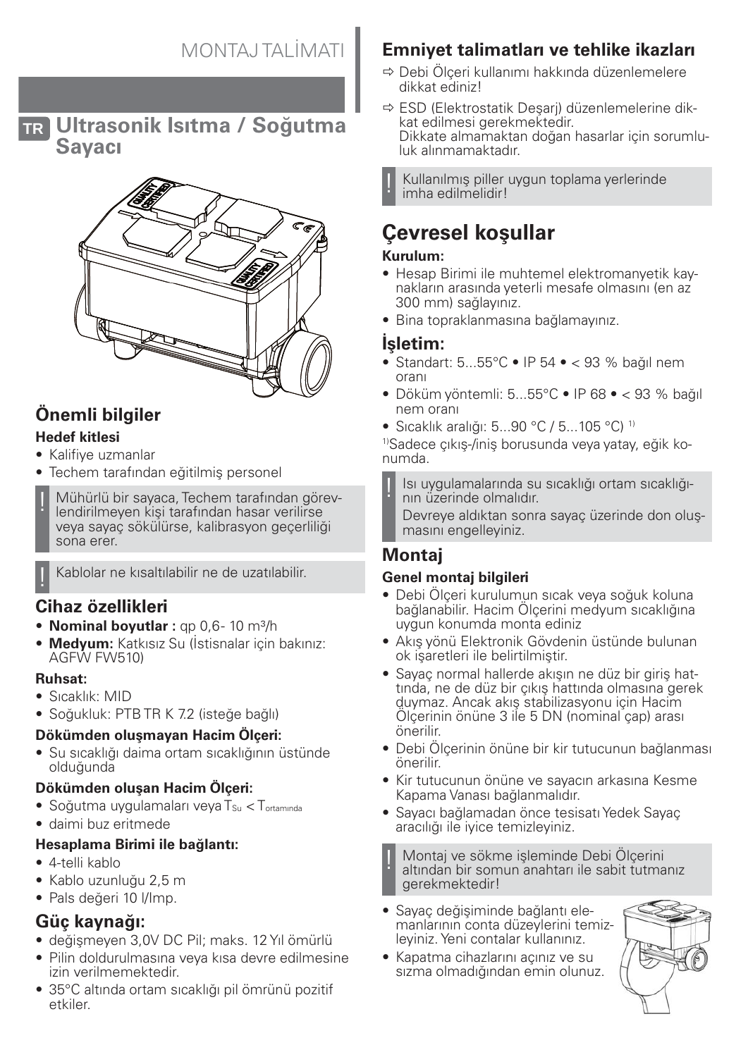MONTAJ TALİMATI

# TR Ultrasonik Isıtma / Soğutma Sayacı

## Önemli bilgiler

**Hedef kitlesi**

- Kalifiye uzmanlar
- Techem tarafından eğitilmiş personel

! Mühürlü bir sayaca, Techem tarafından görevlendirilmeyen kişi tarafından hasar verilirse veya sayaç sökülürse, kalibrasyon geçerliliği sona erer.

! Kablolar ne kısaltılabilir ne de uzatılabilir.

## Cihaz özellikleri

- **Nominal boyutlar :** qp 0,6- 10 m³/h
- **Medyum:** Katkısız Su (İstisnalar için bakınız: AGFW FW510)

**Ruhsat:**

- Sıcaklık: MID
- Soğukluk: PTB TR K 7.2 (isteğe bağlı)

**Dökümden oluşmayan Hacim Ölçeri:**

- Su sıcaklığı daima ortam sıcaklığının üstünde olduğunda

**Dökümden oluşan Hacim Ölçeri:**

- Soğutma uygulamaları veya $T_{Su} < T_{ortamında}$
- daimi buz eritmede

**Hesaplama Birimi ile bağlantı:**

- 4-telli kablo
- Kablo uzunluğu 2,5 m
- Pals değeri 10 l/Imp.

## Güç kaynağı:

- değişmeyen 3,0V DC Pil; maks. 12 Yıl ömürlü
- Pilin doldurulmasına veya kısa devre edilmesine izin verilmemektedir.
- 35°C altında ortam sıcaklığı pil ömrünü pozitif etkiler.

## Emniyet talimatları ve tehlike ikazları

⇨ Debi Ölçeri kullanımı hakkında düzenlemelere dikkat ediniz!

⇨ ESD (Elektrostatik Deşarj) düzenlemelerine dikkat edilmesi gerekmektedir. Dikkate almamaktan doğan hasarlar için sorumluluk alınmamaktadır.

! Kullanılmış piller uygun toplama yerlerinde imha edilmelidir!

# Çevresel koşullar

**Kurulum:**

- Hesap Birimi ile muhtemel elektromanyetik kaynakların arasında yeterli mesafe olmasını (en az 300 mm) sağlayınız.
- Bina topraklanmasına bağlamayınız.

## İşletim:

- Standart: 5...55°C • IP 54 • < 93 % bağıl nem oranı
- Döküm yöntemli: 5...55°C • IP 68 • < 93 % bağıl nem oranı
- Sıcaklık aralığı: 5...90 °C / 5...105 °C) [1)]

[1)]Sadece çıkış-/iniş borusunda veya yatay, eğik konumda.

! Isı uygulamalarında su sıcaklığı ortam sıcaklığının üzerinde olmalıdır.
Devreye aldıktan sonra sayaç üzerinde don oluşmasını engelleyiniz.

## Montaj

**Genel montaj bilgileri**

- Debi Ölçeri kurulumun sıcak veya soğuk koluna bağlanabilir. Hacim Ölçerini medyum sıcaklığına uygun konumda monta ediniz
- Akış yönü Elektronik Gövdenin üstünde bulunan ok işaretleri ile belirtilmiştir.
- Sayaç normal hallerde akışın ne düz bir giriş hattında, ne de düz bir çıkış hattında olmasına gerek duymaz. Ancak akış stabilizasyonu için Hacim Ölçerinin önüne 3 ile 5 DN (nominal çap) arası önerilir.
- Debi Ölçerinin önüne bir kir tutucunun bağlanması önerilir.
- Kir tutucunun önüne ve sayacın arkasına Kesme Kapama Vanası bağlanmalıdır.
- Sayacı bağlamadan önce tesisatı Yedek Sayaç aracılığı ile iyice temizleyiniz.

! Montaj ve sökme işleminde Debi Ölçerini altından bir somun anahtarı ile sabit tutmanız gerekmektedir!

- Sayaç değişiminde bağlantı elemanlarının conta düzeylerini temizleyiniz. Yeni contalar kullanınız.
- Kapatma cihazlarını açınız ve su sızma olmadığından emin olunuz.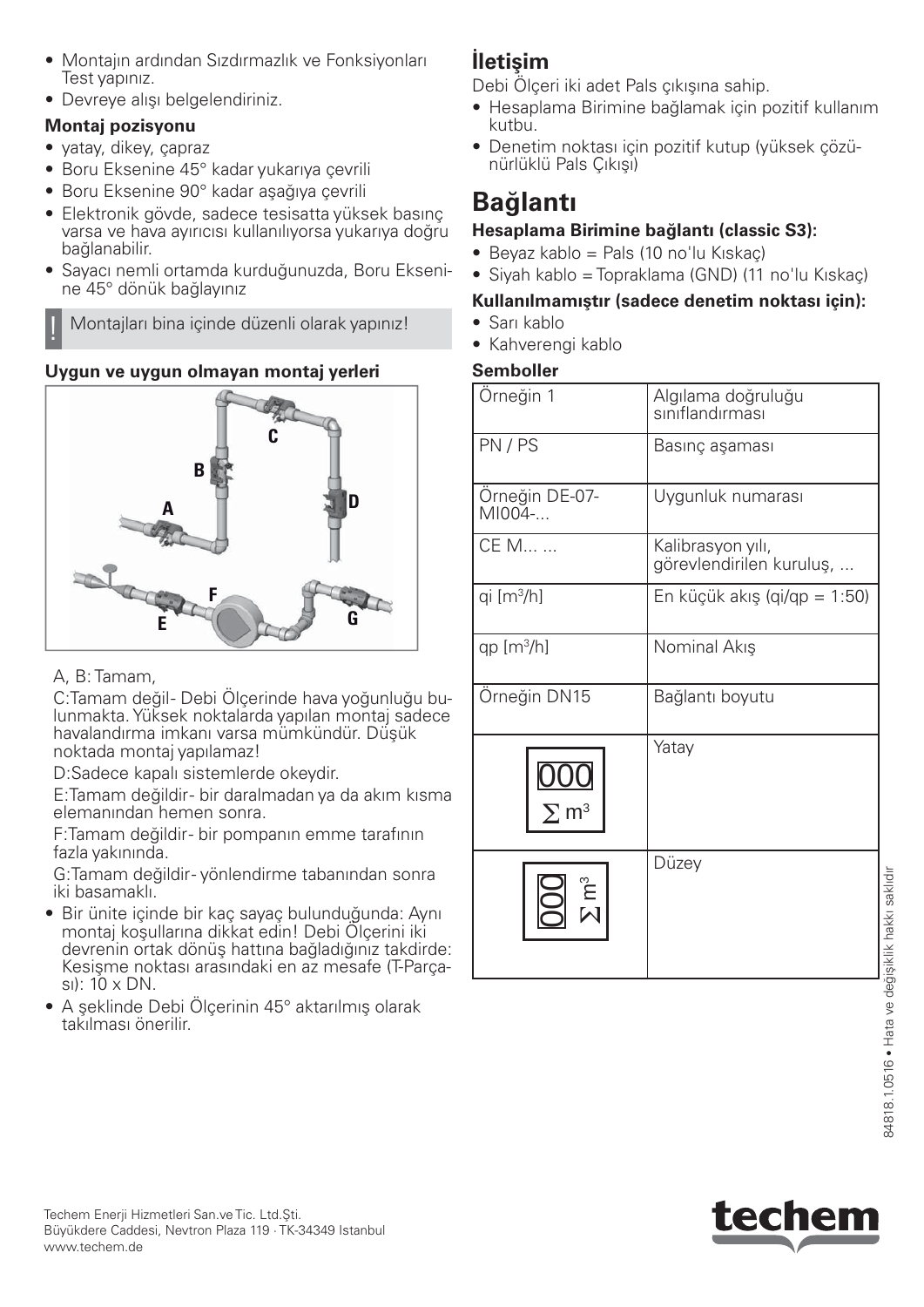- Montajın ardından Sızdırmazlık ve Fonksiyonları Test yapınız.
- Devreye alışı belgelendiriniz.

**Montaj pozisyonu**

- yatay, dikey, çapraz
- Boru Eksenine 45° kadar yukarıya çevrili
- Boru Eksenine 90° kadar aşağıya çevrili
- Elektronik gövde, sadece tesisatta yüksek basınç varsa ve hava ayırıcısı kullanılıyorsa yukarıya doğru bağlanabilir.
- Sayacı nemli ortamda kurduğunuzda, Boru Eksenine 45° dönük bağlayınız

! Montajları bina içinde düzenli olarak yapınız!

**Uygun ve uygun olmayan montaj yerleri**

A, B: Tamam,

C:Tamam değil- Debi Ölçerinde hava yoğunluğu bulunmakta. Yüksek noktalarda yapılan montaj sadece havalandırma imkanı varsa mümkündür. Düşük noktada montaj yapılamaz!

D:Sadece kapalı sistemlerde okeydir.

E:Tamam değildir- bir daralmadan ya da akım kısma elemanından hemen sonra.

F:Tamam değildir- bir pompanın emme tarafının fazla yakınında.

G:Tamam değildir- yönlendirme tabanından sonra iki basamaklı.

- Bir ünite içinde bir kaç sayaç bulunduğunda: Aynı montaj koşullarına dikkat edin! Debi Ölçerini iki devrenin ortak dönüş hattına bağladığınız takdirde: Kesişme noktası arasındaki en az mesafe (T-Parçası): 10 x DN.
- A şeklinde Debi Ölçerinin 45° aktarılmış olarak takılması önerilir.

# İletişim

Debi Ölçeri iki adet Pals çıkışına sahip.

- Hesaplama Birimine bağlamak için pozitif kullanım kutbu.
- Denetim noktası için pozitif kutup (yüksek çözünürlüklü Pals Çıkışı)

# Bağlantı

**Hesaplama Birimine bağlantı (classic S3):**

- Beyaz kablo = Pals (10 no'lu Kıskaç)
- Siyah kablo = Topraklama (GND) (11 no'lu Kıskaç)

**Kullanılmamıştır (sadece denetim noktası için):**

- Sarı kablo
- Kahverengi kablo

**Semboller**

| | |
|---|---|
| Örneğin 1 | Algılama doğruluğu sınıflandırması |
| PN / PS | Basınç aşaması |
| Örneğin DE-07-MI004-... | Uygunluk numarası |
| CE M... ... | Kalibrasyon yılı, görevlendirilen kuruluş, ... |
| qi [$m^3$/h] | En küçük akış (qi/qp = 1:50) |
| qp [$m^3$/h] | Nominal Akış |
| Örneğin DN15 | Bağlantı boyutu |
| 000 $\sum m^3$ | Yatay |
| 000 $\sum m^3$ | Düzey |

Techem Enerji Hizmetleri San.ve Tic. Ltd.Şti.
Büyükdere Caddesi, Nevtron Plaza 119 · TK-34349 Istanbul
www.techem.de

techem

84818.1.0516 • Hata ve değişiklik hakkı saklıdır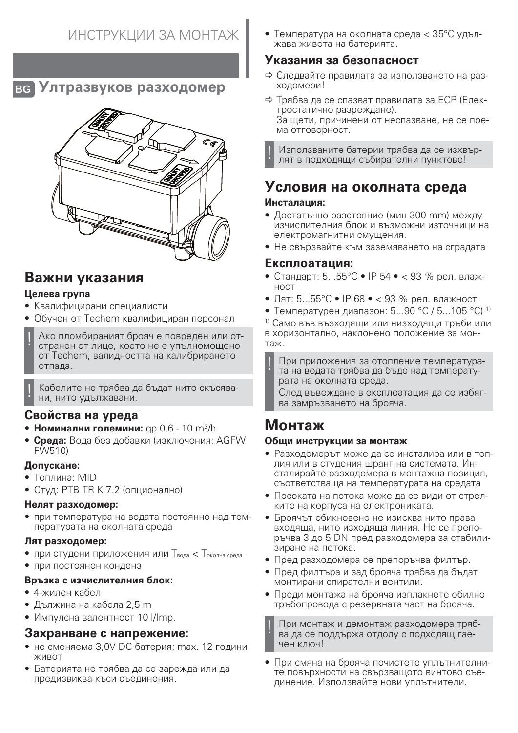ИНСТРУКЦИИ ЗА МОНТАЖ

# BG Ултразвуков разходомер

## Важни указания

**Целева група**

- Квалифицирани специалисти
- Обучен от Techem квалифициран персонал

! Ако пломбираният брояч е повреден или отстранен от лице, което не е упълномощено от Techem, валидността на калибрирането отпада.

! Кабелите не трябва да бъдат нито скъсявани, нито удължавани.

### Свойства на уреда

- **Номинални големини:** qp 0,6 - 10 m³/h
- **Среда:** Вода без добавки (изключения: AGFW FW510)

**Допускане:**

- Топлина: MID
- Студ: PTB TR K 7.2 (опционално)

**Нелят разходомер:**

- при температура на водата постоянно над температурата на околната среда

**Лят разходомер:**

- при студени приложения или $T_{вода} < T_{околна\ среда}$
- при постоянен конденз

**Връзка с изчислителния блок:**

- 4-жилен кабел
- Дължина на кабела 2,5 m
- Импулсна валентност 10 l/Imp.

### Захранване с напрежение:

- не сменяема 3,0V DC батерия; max. 12 години живот
- Батерията не трябва да се зарежда или да предизвиква къси съединения.
- Температура на околната среда < 35°C удължава живота на батерията.

### Указания за безопасност

⇨ Следвайте правилата за използването на разходомери!

⇨ Трябва да се спазват правилата за ЕСР (Електростатично разреждане).
За щети, причинени от неспазване, не се поема отговорност.

! Използваните батерии трябва да се изхвърлят в подходящи събирателни пунктове!

## Условия на околната среда

**Инсталация:**

- Достатъчно разстояние (мин 300 mm) между изчислителния блок и възможни източници на електромагнитни смущения.
- Не свързвайте към заземяването на сградата

### Експлоатация:

- Стандарт: 5...55°C • IP 54 • < 93 % рел. влажност
- Лят: 5...55°C • IP 68 • < 93 % рел. влажност
- Температурен диапазон: 5...90 °C / 5...105 °C) [1]

[1] Само във възходящи или низходящи тръби или в хоризонтално, наклонено положение за монтаж.

! При приложения за отопление температурата на водата трябва да бъде над температурата на околната среда.
След въвеждане в експлоатация да се избягва замръзването на брояча.

## Монтаж

**Общи инструкции за монтаж**

- Разходомерът може да се инсталира или в топлия или в студения шранг на системата. Инсталирайте разходомера в монтажна позиция, съответстваща на температурата на средата
- Посоката на потока може да се види от стрелките на корпуса на електрониката.
- Броячът обикновено не изисква нито права входяща, нито изходяща линия. Но се препоръчва 3 до 5 DN пред разходомера за стабилизиране на потока.
- Пред разходомера се препоръчва филтър.
- Пред филтъра и зад брояча трябва да бъдат монтирани спирателни вентили.
- Преди монтажа на брояча изплакнете обилно тръбопровода с резервната част на брояча.

! При монтаж и демонтаж разходомера трябва да се поддържа отдолу с подходящ гаечен ключ!

- При смяна на брояча почистете уплътнителните повърхности на свързващото винтово съединение. Използвайте нови уплътнители.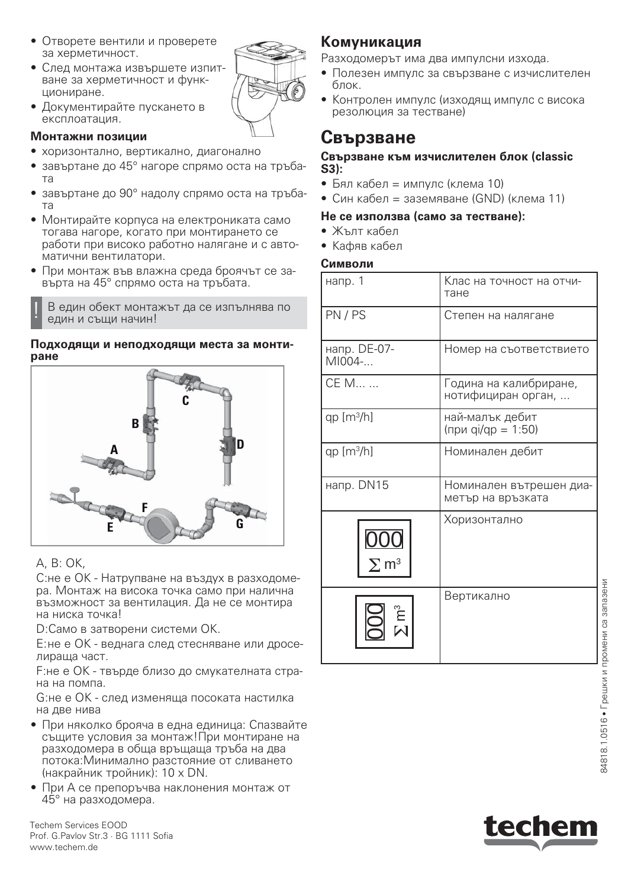- Отворете вентили и проверете за херметичност.
- След монтажа извършете изпитване за херметичност и функциониране.
- Документирайте пускането в експлоатация.

**Монтажни позиции**

- хоризонтално, вертикално, диагонално
- завъртане до 45° нагоре спрямо оста на тръбата
- завъртане до 90° надолу спрямо оста на тръбата
- Монтирайте корпуса на електрониката само тогава нагоре, когато при монтирането се работи при високо работно налягане и с автоматични вентилатори.
- При монтаж във влажна среда броячът се завърта на 45° спрямо оста на тръбата.

! В един обект монтажът да се изпълнява по един и същи начин!

**Подходящи и неподходящи места за монтиране**

A, B: OK,

C:не е OK - Натрупване на въздух в разходомера. Монтаж на висока точка само при налична възможност за вентилация. Да не се монтира на ниска точка!

D:Само в затворени системи OK.

E:не е OK - веднага след стесняване или дроселираща част.

F:не е OK - твърде близо до смукателната страна на помпа.

G:не е OK - след изменяща посоката настилка на две нива

- При няколко брояча в една единица: Спазвайте същите условия за монтаж!При монтиране на разходомера в обща връщаща тръба на два потока:Минимално разстояние от сливането (накрайник тройник): 10 x DN.
- При A се препоръчва наклонения монтаж от 45° на разходомера.

## Комуникация

Разходомерът има два импулсни изхода.

- Полезен импулс за свързване с изчислителен блок.
- Контролен импулс (изходящ импулс с висока резолюция за тестване)

# Свързване

**Свързване към изчислителен блок (classic S3):**

- Бял кабел = импулс (клема 10)
- Син кабел = заземяване (GND) (клема 11)

**Не се използва (само за тестване):**

- Жълт кабел
- Кафяв кабел

**Символи**

| | |
|---|---|
| напр. 1 | Клас на точност на отчитане |
| PN / PS | Степен на налягане |
| напр. DE-07-MI004-... | Номер на съответствието |
| CE M... ... | Година на калибриране, нотифициран орган, ... |
| qp [m³/h] | най-малък дебит (при qi/qp = 1:50) |
| qp [m³/h] | Номинален дебит |
| напр. DN15 | Номинален вътрешен диаметър на връзката |
| 000 ∑ m³ | Хоризонтално |
| 000 ∑ m³ | Вертикално |

Techem Services EOOD
Prof. G.Pavlov Str.3 · BG 1111 Sofia
www.techem.de

84818.1.0516 • Грешки и промени са запазени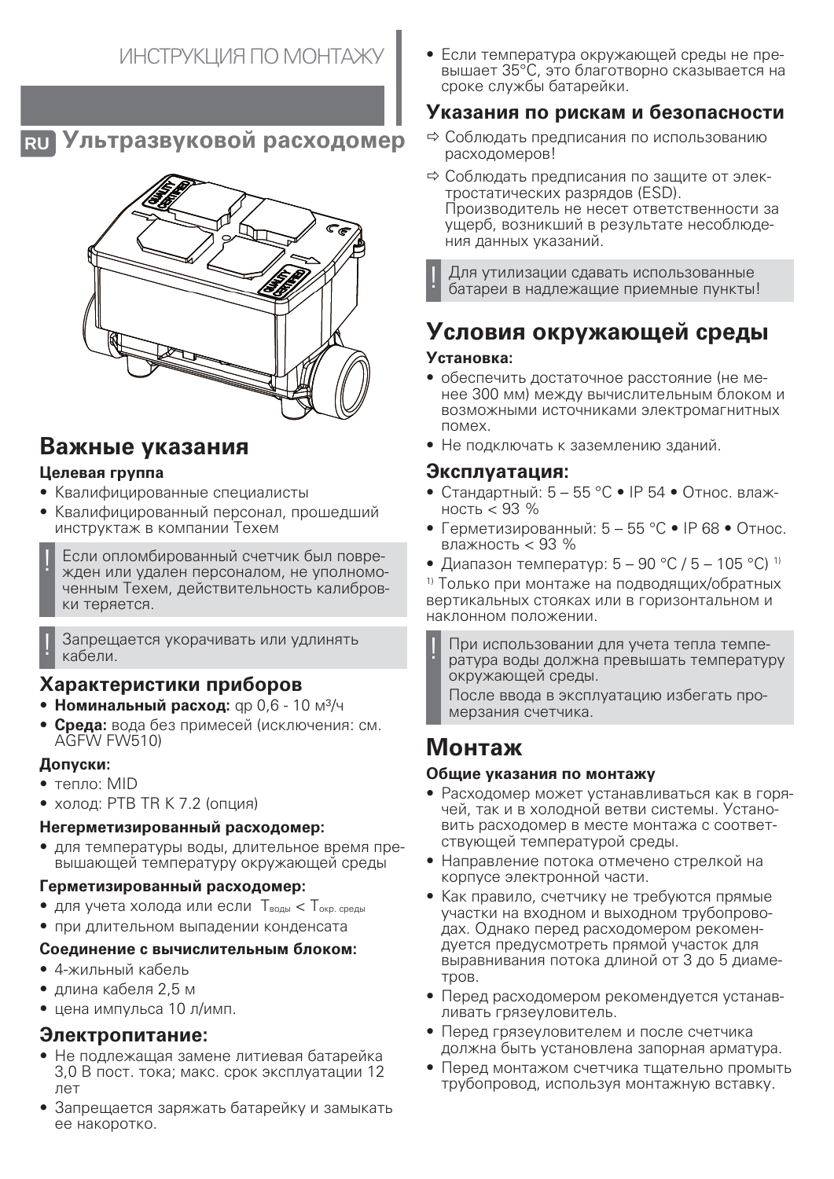ИНСТРУКЦИЯ ПО МОНТАЖУ

# RU Ультразвуковой расходомер

## Важные указания

**Целевая группа**

- Квалифицированные специалисты
- Квалифицированный персонал, прошедший инструктаж в компании Techem

! Если опломбированный счетчик был поврежден или удален персоналом, не уполномоченным Techem, действительность калибровки теряется.

! Запрещается укорачивать или удлинять кабели.

## Характеристики приборов

- **Номинальный расход:** qp 0,6 - 10 м³/ч
- **Среда:** вода без примесей (исключения: см. AGFW FW510)

**Допуски:**

- тепло: MID
- холод: PTB TR K 7.2 (опция)

**Негерметизированный расходомер:**

- для температуры воды, длительное время превышающей температуру окружающей среды

**Герметизированный расходомер:**

- для учета холода или если $T_{воды} < T_{окр.\ среды}$
- при длительном выпадении конденсата

**Соединение с вычислительным блоком:**

- 4-жильный кабель
- длина кабеля 2,5 м
- цена импульса 10 л/имп.

## Электропитание:

- Не подлежащая замене литиевая батарейка 3,0 В пост. тока; макс. срок эксплуатации 12 лет
- Запрещается заряжать батарейку и замыкать ее накоротко.
- Если температура окружающей среды не превышает 35°C, это благотворно сказывается на сроке службы батарейки.

## Указания по рискам и безопасности

⇨ Соблюдать предписания по использованию расходомеров!

⇨ Соблюдать предписания по защите от электростатических разрядов (ESD). Производитель не несет ответственности за ущерб, возникший в результате несоблюдения данных указаний.

! Для утилизации сдавать использованные батареи в надлежащие приемные пункты!

# Условия окружающей среды

**Установка:**

- обеспечить достаточное расстояние (не менее 300 мм) между вычислительным блоком и возможными источниками электромагнитных помех.
- Не подключать к заземлению зданий.

## Эксплуатация:

- Стандартный: 5 – 55 °C • IP 54 • Относ. влажность < 93 %
- Герметизированный: 5 – 55 °C • IP 68 • Относ. влажность < 93 %
- Диапазон температур: 5 – 90 °C / 5 – 105 °C) [1]

[1] Только при монтаже на подводящих/обратных вертикальных стояках или в горизонтальном и наклонном положении.

! При использовании для учета тепла температура воды должна превышать температуру окружающей среды.
После ввода в эксплуатацию избегать промерзания счетчика.

# Монтаж

**Общие указания по монтажу**

- Расходомер может устанавливаться как в горячей, так и в холодной ветви системы. Установить расходомер в месте монтажа с соответствующей температурой среды.
- Направление потока отмечено стрелкой на корпусе электронной части.
- Как правило, счетчику не требуются прямые участки на входном и выходном трубопроводах. Однако перед расходомером рекомендуется предусмотреть прямой участок для выравнивания потока длиной от 3 до 5 диаметров.
- Перед расходомером рекомендуется устанавливать грязеуловитель.
- Перед грязеуловителем и после счетчика должна быть установлена запорная арматура.
- Перед монтажом счетчика тщательно промыть трубопровод, используя монтажную вставку.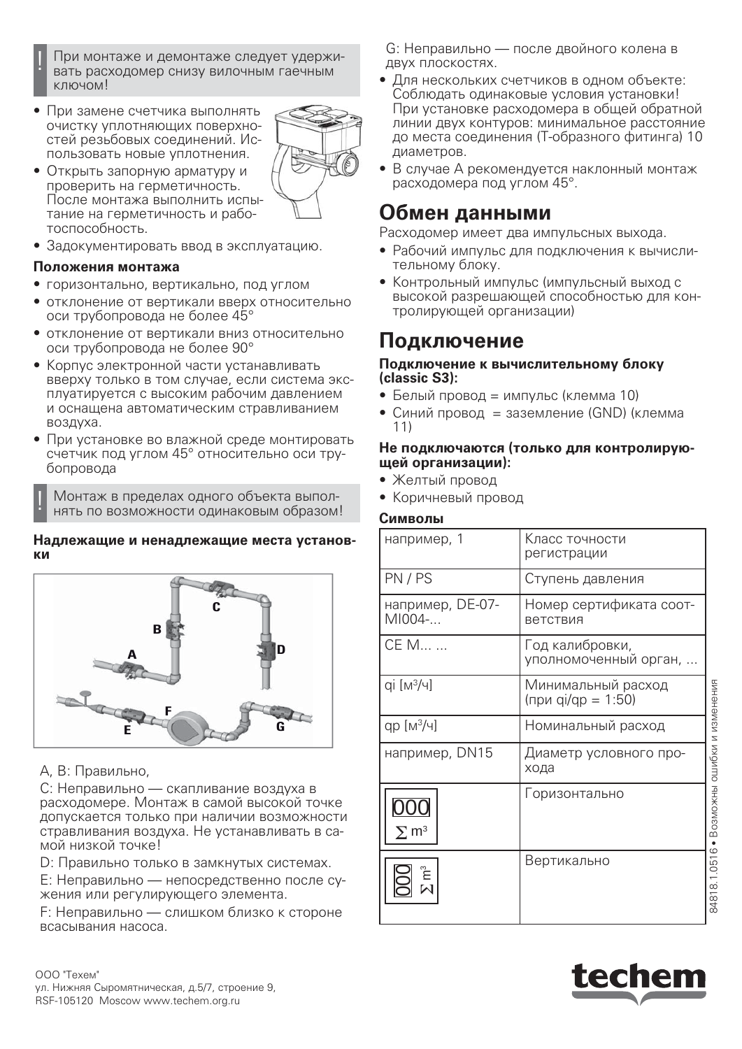! При монтаже и демонтаже следует удерживать расходомер снизу вилочным гаечным ключом!

- При замене счетчика выполнять очистку уплотняющих поверхностей резьбовых соединений. Использовать новые уплотнения.
- Открыть запорную арматуру и проверить на герметичность. После монтажа выполнить испытание на герметичность и работоспособность.
- Задокументировать ввод в эксплуатацию.

**Положения монтажа**

- горизонтально, вертикально, под углом
- отклонение от вертикали вверх относительно оси трубопровода не более 45°
- отклонение от вертикали вниз относительно оси трубопровода не более 90°
- Корпус электронной части устанавливать вверху только в том случае, если система эксплуатируется с высоким рабочим давлением и оснащена автоматическим стравливанием воздуха.
- При установке во влажной среде монтировать счетчик под углом 45° относительно оси трубопровода

! Монтаж в пределах одного объекта выполнять по возможности одинаковым образом!

**Надлежащие и ненадлежащие места установки**

A, B: Правильно,

C: Неправильно — скапливание воздуха в расходомере. Монтаж в самой высокой точке допускается только при наличии возможности стравливания воздуха. Не устанавливать в самой низкой точке!

D: Правильно только в замкнутых системах.

E: Неправильно — непосредственно после сужения или регулирующего элемента.

F: Неправильно — слишком близко к стороне всасывания насоса.

G: Неправильно — после двойного колена в двух плоскостях.

- Для нескольких счетчиков в одном объекте: Соблюдать одинаковые условия установки! При установке расходомера в общей обратной линии двух контуров: минимальное расстояние до места соединения (Т-образного фитинга) 10 диаметров.
- В случае А рекомендуется наклонный монтаж расходомера под углом 45°.

## Обмен данными

Расходомер имеет два импульсных выхода.

- Рабочий импульс для подключения к вычислительному блоку.
- Контрольный импульс (импульсный выход с высокой разрешающей способностью для контролирующей организации)

## Подключение

**Подключение к вычислительному блоку (classic S3):**

- Белый провод = импульс (клемма 10)
- Синий провод = заземление (GND) (клемма 11)

**Не подключаются (только для контролирующей организации):**

- Желтый провод
- Коричневый провод

**Символы**

| | |
|---|---|
| например, 1 | Класс точности регистрации |
| PN / PS | Ступень давления |
| например, DE-07-MI004-... | Номер сертификата соответствия |
| CE M... ... | Год калибровки, уполномоченный орган, ... |
| qi [м³/ч] | Минимальный расход (при qi/qp = 1:50) |
| qp [м³/ч] | Номинальный расход |
| например, DN15 | Диаметр условного прохода |
| 000 ∑ m³ | Горизонтально |
| 000 ∑ m³ | Вертикально |

ООО "Техем"
ул. Нижняя Сыромятническая, д.5/7, строение 9,
RSF-105120 Moscow www.techem.org.ru

84818.1.0516 • Возможны ошибки и изменения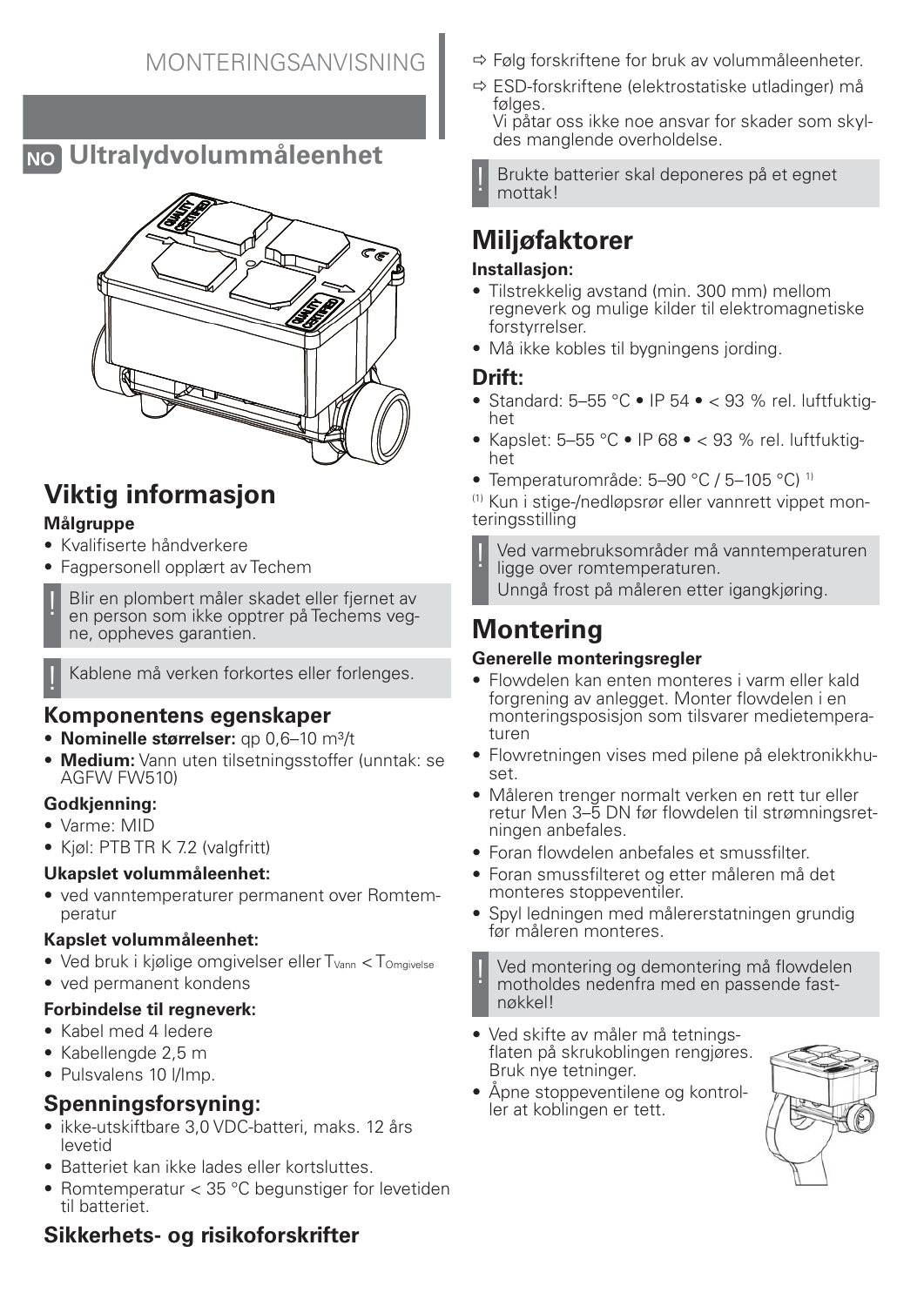# MONTERINGSANVISNING

## NO Ultralydvolummåleenhet

## Viktig informasjon

**Målgruppe**

- Kvalifiserte håndverkere
- Fagpersonell opplært av Techem

! Blir en plombert måler skadet eller fjernet av en person som ikke opptrer på Techems vegne, oppheves garantien.

! Kablene må verken forkortes eller forlenges.

### Komponentens egenskaper

- **Nominelle størrelser:** qp 0,6–10 m³/t
- **Medium:** Vann uten tilsetningsstoffer (unntak: se AGFW FW510)

**Godkjenning:**

- Varme: MID
- Kjøl: PTB TR K 7.2 (valgfritt)

**Ukapslet volummåleenhet:**

- ved vanntemperaturer permanent over Romtemperatur

**Kapslet volummåleenhet:**

- Ved bruk i kjølige omgivelser eller $T_{Vann} < T_{Omgivelse}$
- ved permanent kondens

**Forbindelse til regneverk:**

- Kabel med 4 ledere
- Kabellengde 2,5 m
- Pulsvalens 10 l/Imp.

### Spenningsforsyning:

- ikke-utskiftbare 3,0 VDC-batteri, maks. 12 års levetid
- Batteriet kan ikke lades eller kortsluttes.
- Romtemperatur < 35 °C begunstiger for levetiden til batteriet.

### Sikkerhets- og risikoforskrifter

⇨ Følg forskriftene for bruk av volummåleenheter.

⇨ ESD-forskriftene (elektrostatiske utladinger) må følges.
Vi påtar oss ikke noe ansvar for skader som skyldes manglende overholdelse.

! Brukte batterier skal deponeres på et egnet mottak!

## Miljøfaktorer

**Installasjon:**

- Tilstrekkelig avstand (min. 300 mm) mellom regneverk og mulige kilder til elektromagnetiske forstyrrelser.
- Må ikke kobles til bygningens jording.

### Drift:

- Standard: 5–55 °C • IP 54 • < 93 % rel. luftfuktighet
- Kapslet: 5–55 °C • IP 68 • < 93 % rel. luftfuktighet
- Temperaturområde: 5–90 °C / 5–105 °C) [1)]

[(1)] Kun i stige-/nedløpsrør eller vannrett vippet monteringsstilling

! Ved varmebruksområder må vanntemperaturen ligge over romtemperaturen.
Unngå frost på måleren etter igangkjøring.

## Montering

**Generelle monteringsregler**

- Flowdelen kan enten monteres i varm eller kald forgrening av anlegget. Monter flowdelen i en monteringsposisjon som tilsvarer medietemperaturen
- Flowretningen vises med pilene på elektronikkhuset.
- Måleren trenger normalt verken en rett tur eller retur Men 3–5 DN før flowdelen til strømningsretningen anbefales.
- Foran flowdelen anbefales et smussfilter.
- Foran smussfilteret og etter måleren må det monteres stoppeventiler.
- Spyl ledningen med målererstatningen grundig før måleren monteres.

! Ved montering og demontering må flowdelen motholdes nedenfra med en passende fastnøkkel!

- Ved skifte av måler må tetningsflaten på skrukoblingen rengjøres. Bruk nye tetninger.
- Åpne stoppeventilene og kontroller at koblingen er tett.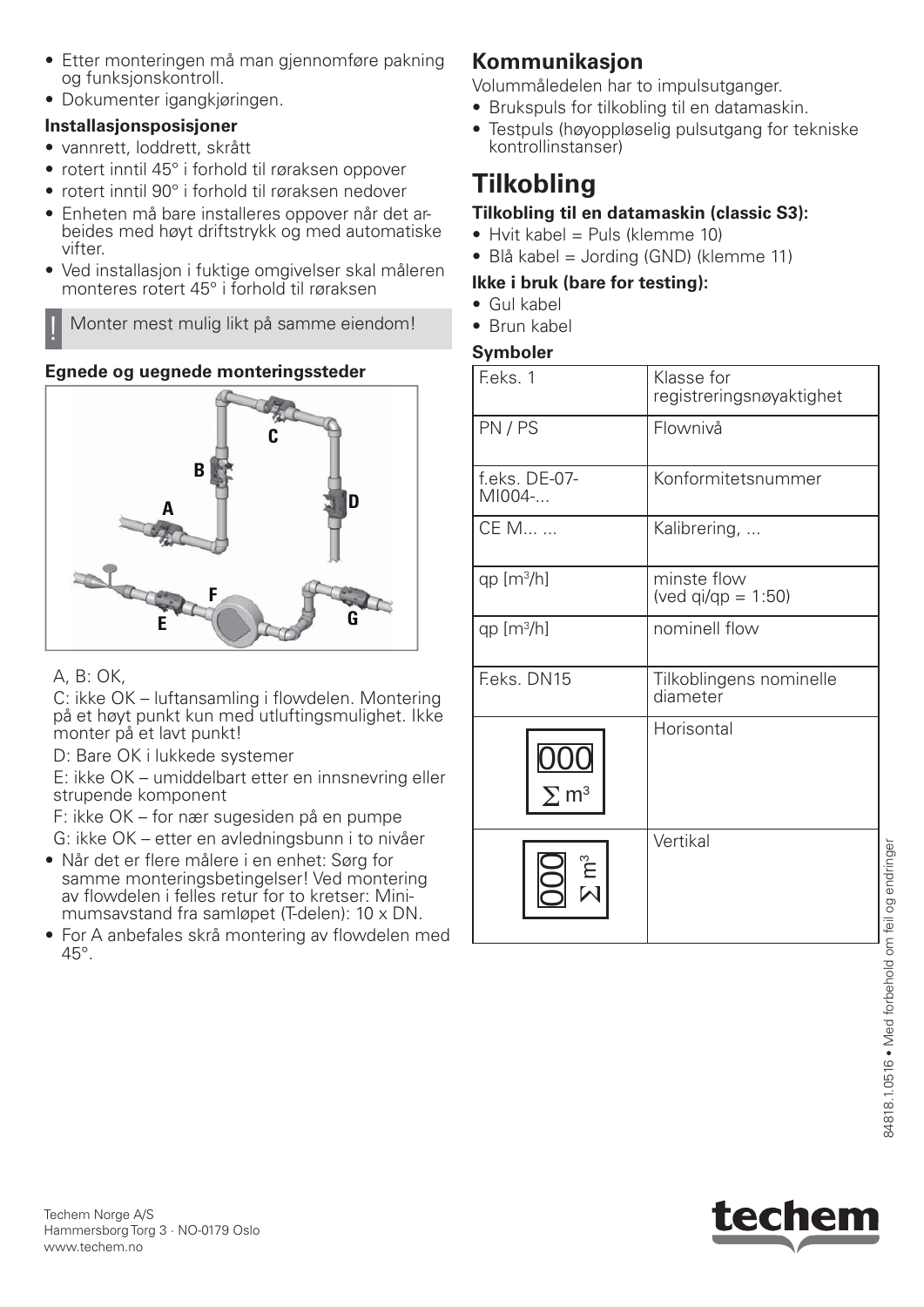- Etter monteringen må man gjennomføre pakning og funksjonskontroll.
- Dokumenter igangkjøringen.

**Installasjonsposisjoner**

- vannrett, loddrett, skrått
- rotert inntil 45° i forhold til røraksen oppover
- rotert inntil 90° i forhold til røraksen nedover
- Enheten må bare installeres oppover når det arbeides med høyt driftstrykk og med automatiske vifter.
- Ved installasjon i fuktige omgivelser skal måleren monteres rotert 45° i forhold til røraksen

! Monter mest mulig likt på samme eiendom!

**Egnede og uegnede monteringssteder**

A, B: OK,

C: ikke OK – luftansamling i flowdelen. Montering på et høyt punkt kun med utluftingsmulighet. Ikke monter på et lavt punkt!

D: Bare OK i lukkede systemer

E: ikke OK – umiddelbart etter en innsnevring eller strupende komponent

F: ikke OK – for nær sugesiden på en pumpe

G: ikke OK – etter en avledningsbunn i to nivåer

- Når det er flere målere i en enhet: Sørg for samme monteringsbetingelser! Ved montering av flowdelen i felles retur for to kretser: Minimumsavstand fra samløpet (T-delen): 10 x DN.
- For A anbefales skrå montering av flowdelen med 45°.

## Kommunikasjon

Volummåledelen har to impulsutganger.

- Brukspuls for tilkobling til en datamaskin.
- Testpuls (høyoppløselig pulsutgang for tekniske kontrollinstanser)

# Tilkobling

**Tilkobling til en datamaskin (classic S3):**

- Hvit kabel = Puls (klemme 10)
- Blå kabel = Jording (GND) (klemme 11)

**Ikke i bruk (bare for testing):**

- Gul kabel
- Brun kabel

**Symboler**

| | |
|---|---|
| F.eks. 1 | Klasse for registreringsnøyaktighet |
| PN / PS | Flownivå |
| f.eks. DE-07-MI004-... | Konformitetsnummer |
| CE M... ... | Kalibrering, ... |
| qp [$m^3$/h] | minste flow (ved qi/qp = 1:50) |
| qp [$m^3$/h] | nominell flow |
| F.eks. DN15 | Tilkoblingens nominelle diameter |
| 000 $\sum m^3$ | Horisontal |
| 000 $\sum m^3$ | Vertikal |

Techem Norge A/S
Hammersborg Torg 3 · NO-0179 Oslo
www.techem.no

84818.1.0516 • Med forbehold om feil og endringer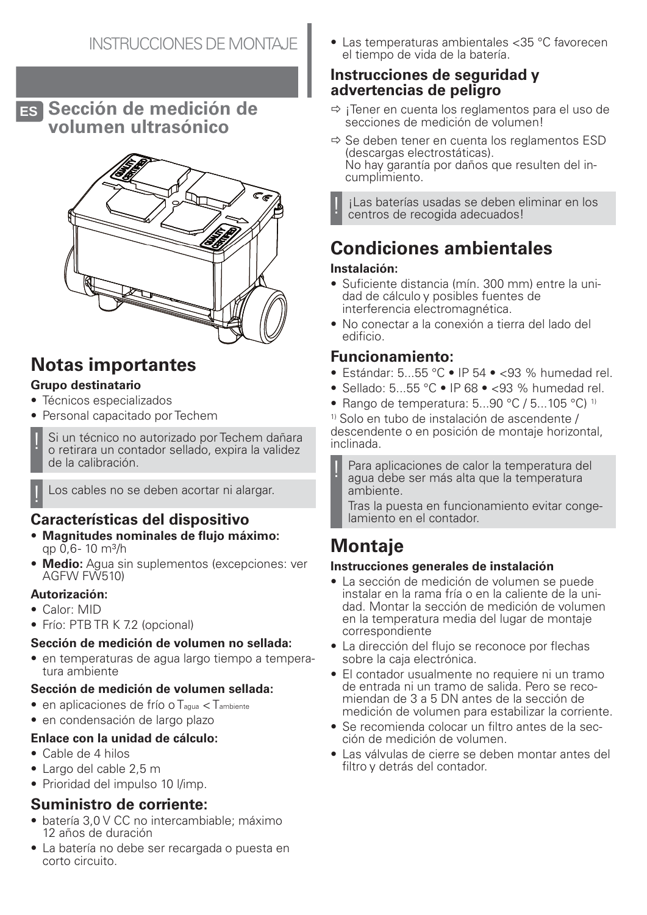# INSTRUCCIONES DE MONTAJE

## ES Sección de medición de volumen ultrasónico

## Notas importantes

**Grupo destinatario**

- Técnicos especializados
- Personal capacitado por Techem

! Si un técnico no autorizado por Techem dañara o retirara un contador sellado, expira la validez de la calibración.

! Los cables no se deben acortar ni alargar.

### Características del dispositivo

- **Magnitudes nominales de flujo máximo:** qp 0,6- 10 m³/h
- **Medio:** Agua sin suplementos (excepciones: ver AGFW FW510)

**Autorización:**

- Calor: MID
- Frío: PTB TR K 7.2 (opcional)

**Sección de medición de volumen no sellada:**

- en temperaturas de agua largo tiempo a temperatura ambiente

**Sección de medición de volumen sellada:**

- en aplicaciones de frío o $T_{agua} < T_{ambiente}$
- en condensación de largo plazo

**Enlace con la unidad de cálculo:**

- Cable de 4 hilos
- Largo del cable 2,5 m
- Prioridad del impulso 10 l/imp.

### Suministro de corriente:

- batería 3,0 V CC no intercambiable; máximo 12 años de duración
- La batería no debe ser recargada o puesta en corto circuito.
- Las temperaturas ambientales <35 °C favorecen el tiempo de vida de la batería.

### Instrucciones de seguridad y advertencias de peligro

⇨ ¡Tener en cuenta los reglamentos para el uso de secciones de medición de volumen!

⇨ Se deben tener en cuenta los reglamentos ESD (descargas electrostáticas).
No hay garantía por daños que resulten del incumplimiento.

! ¡Las baterías usadas se deben eliminar en los centros de recogida adecuados!

## Condiciones ambientales

**Instalación:**

- Suficiente distancia (mín. 300 mm) entre la unidad de cálculo y posibles fuentes de interferencia electromagnética.
- No conectar a la conexión a tierra del lado del edificio.

### Funcionamiento:

- Estándar: 5...55 °C • IP 54 • <93 % humedad rel.
- Sellado: 5...55 °C • IP 68 • <93 % humedad rel.
- Rango de temperatura: 5...90 °C / 5...105 °C) [1)]

[1)] Solo en tubo de instalación de ascendente / descendente o en posición de montaje horizontal, inclinada.

! Para aplicaciones de calor la temperatura del agua debe ser más alta que la temperatura ambiente.
Tras la puesta en funcionamiento evitar congelamiento en el contador.

## Montaje

**Instrucciones generales de instalación**

- La sección de medición de volumen se puede instalar en la rama fría o en la caliente de la unidad. Montar la sección de medición de volumen en la temperatura media del lugar de montaje correspondiente
- La dirección del flujo se reconoce por flechas sobre la caja electrónica.
- El contador usualmente no requiere ni un tramo de entrada ni un tramo de salida. Pero se recomiendan de 3 a 5 DN antes de la sección de medición de volumen para estabilizar la corriente.
- Se recomienda colocar un filtro antes de la sección de medición de volumen.
- Las válvulas de cierre se deben montar antes del filtro y detrás del contador.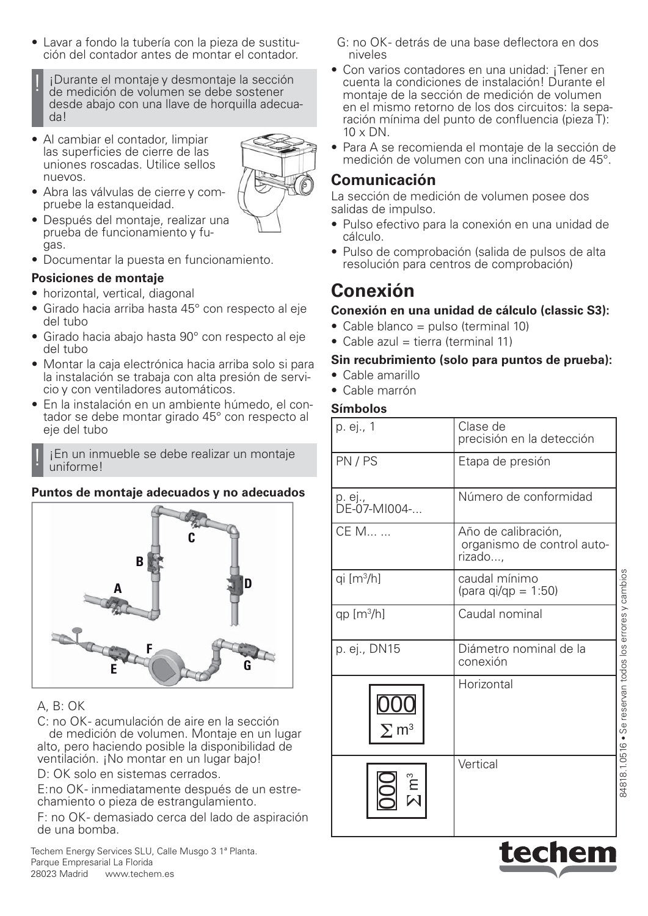- Lavar a fondo la tubería con la pieza de sustitución del contador antes de montar el contador.

> ! ¡Durante el montaje y desmontaje la sección de medición de volumen se debe sostener desde abajo con una llave de horquilla adecuada!

- Al cambiar el contador, limpiar las superficies de cierre de las uniones roscadas. Utilice sellos nuevos.
- Abra las válvulas de cierre y compruebe la estanqueidad.
- Después del montaje, realizar una prueba de funcionamiento y fugas.
- Documentar la puesta en funcionamiento.

**Posiciones de montaje**

- horizontal, vertical, diagonal
- Girado hacia arriba hasta 45° con respecto al eje del tubo
- Girado hacia abajo hasta 90° con respecto al eje del tubo
- Montar la caja electrónica hacia arriba solo si para la instalación se trabaja con alta presión de servicio y con ventiladores automáticos.
- En la instalación en un ambiente húmedo, el contador se debe montar girado 45° con respecto al eje del tubo

> ! ¡En un inmueble se debe realizar un montaje uniforme!

**Puntos de montaje adecuados y no adecuados**

A, B: OK

C: no OK- acumulación de aire en la sección de medición de volumen. Montaje en un lugar alto, pero haciendo posible la disponibilidad de ventilación. ¡No montar en un lugar bajo!

D: OK solo en sistemas cerrados.

E: no OK- inmediatamente después de un estrechamiento o pieza de estrangulamiento.

F: no OK- demasiado cerca del lado de aspiración de una bomba.

G: no OK- detrás de una base deflectora en dos niveles

- Con varios contadores en una unidad: ¡Tener en cuenta la condiciones de instalación! Durante el montaje de la sección de medición de volumen en el mismo retorno de los dos circuitos: la separación mínima del punto de confluencia (pieza T): 10 x DN.
- Para A se recomienda el montaje de la sección de medición de volumen con una inclinación de 45°.

## Comunicación

La sección de medición de volumen posee dos salidas de impulso.

- Pulso efectivo para la conexión en una unidad de cálculo.
- Pulso de comprobación (salida de pulsos de alta resolución para centros de comprobación)

# Conexión

**Conexión en una unidad de cálculo (classic S3):**

- Cable blanco = pulso (terminal 10)
- Cable azul = tierra (terminal 11)

**Sin recubrimiento (solo para puntos de prueba):**

- Cable amarillo
- Cable marrón

**Símbolos**

| | |
|---|---|
| p. ej., 1 | Clase de precisión en la detección |
| PN / PS | Etapa de presión |
| p. ej., DE-07-MI004-... | Número de conformidad |
| CE M... ... | Año de calibración, organismo de control autorizado..., |
| qi [m³/h] | caudal mínimo (para qi/qp = 1:50) |
| qp [m³/h] | Caudal nominal |
| p. ej., DN15 | Diámetro nominal de la conexión |
| 000 Σ m³ | Horizontal |
| 000 Σ m³ | Vertical |

84818.1.0516 • Se reservan todos los errores y cambios

Techem Energy Services SLU, Calle Musgo 3 1ª Planta.
Parque Empresarial La Florida
28023 Madrid www.techem.es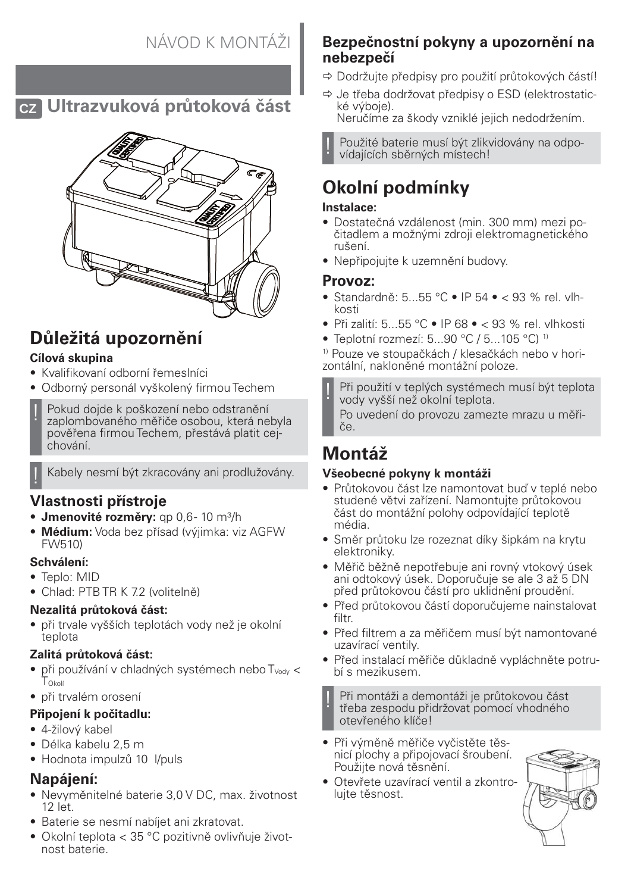# NÁVOD K MONTÁŽI

## CZ Ultrazvuková průtoková část

## Důležitá upozornění

**Cílová skupina**

- Kvalifikovaní odborní řemeslníci
- Odborný personál vyškolený firmou Techem

! Pokud dojde k poškození nebo odstranění zaplombovaného měřiče osobou, která nebyla pověřena firmou Techem, přestává platit cejchování.

! Kabely nesmí být zkracovány ani prodlužovány.

### Vlastnosti přístroje

- **Jmenovité rozměry:** qp 0,6 - 10 m³/h
- **Médium:** Voda bez přísad (výjimka: viz AGFW FW510)

**Schválení:**

- Teplo: MID
- Chlad: PTB TR K 7.2 (volitelně)

**Nezalitá průtoková část:**

- při trvale vyšších teplotách vody než je okolní teplota

**Zalitá průtoková část:**

- při používání v chladných systémech nebo $T_{Vody} < T_{Okolí}$
- při trvalém orosení

**Připojení k počitadlu:**

- 4-žilový kabel
- Délka kabelu 2,5 m
- Hodnota impulzů 10 l/puls

### Napájení:

- Nevyměnitelné baterie 3,0 V DC, max. životnost 12 let.
- Baterie se nesmí nabíjet ani zkratovat.
- Okolní teplota < 35 °C pozitivně ovlivňuje životnost baterie.

### Bezpečnostní pokyny a upozornění na nebezpečí

⇨ Dodržujte předpisy pro použití průtokových částí!

⇨ Je třeba dodržovat předpisy o ESD (elektrostatické výboje).
Neručíme za škody vzniklé jejich nedodržením.

! Použité baterie musí být zlikvidovány na odpovídajících sběrných místech!

## Okolní podmínky

**Instalace:**

- Dostatečná vzdálenost (min. 300 mm) mezi počitadlem a možnými zdroji elektromagnetického rušení.
- Nepřipojujte k uzemnění budovy.

### Provoz:

- Standardně: 5...55 °C • IP 54 • < 93 % rel. vlhkosti
- Při zalití: 5...55 °C • IP 68 • < 93 % rel. vlhkosti
- Teplotní rozmezí: 5...90 °C / 5...105 °C) [1]

[1] Pouze ve stoupačkách / klesačkách nebo v horizontální, nakloněné montážní poloze.

! Při použití v teplých systémech musí být teplota vody vyšší než okolní teplota.
Po uvedení do provozu zamezte mrazu u měřiče.

## Montáž

**Všeobecné pokyny k montáži**

- Průtokovou část lze namontovat buď v teplé nebo studené větvi zařízení. Namontujte průtokovou část do montážní polohy odpovídající teplotě média.
- Směr průtoku lze rozeznat díky šipkám na krytu elektroniky.
- Měřič běžně nepotřebuje ani rovný vtokový úsek ani odtokový úsek. Doporučuje se ale 3 až 5 DN před průtokovou částí pro uklidnění proudění.
- Před průtokovou částí doporučujeme nainstalovat filtr.
- Před filtrem a za měřičem musí být namontované uzavírací ventily.
- Před instalací měřiče důkladně vypláchněte potrubí s mezikusem.

! Při montáži a demontáži je průtokovou část třeba zespodu přidržovat pomocí vhodného otevřeného klíče!

- Při výměně měřiče vyčistěte těsnicí plochy a připojovací šroubení. Použijte nová těsnění.
- Otevřete uzavírací ventil a zkontrolujte těsnost.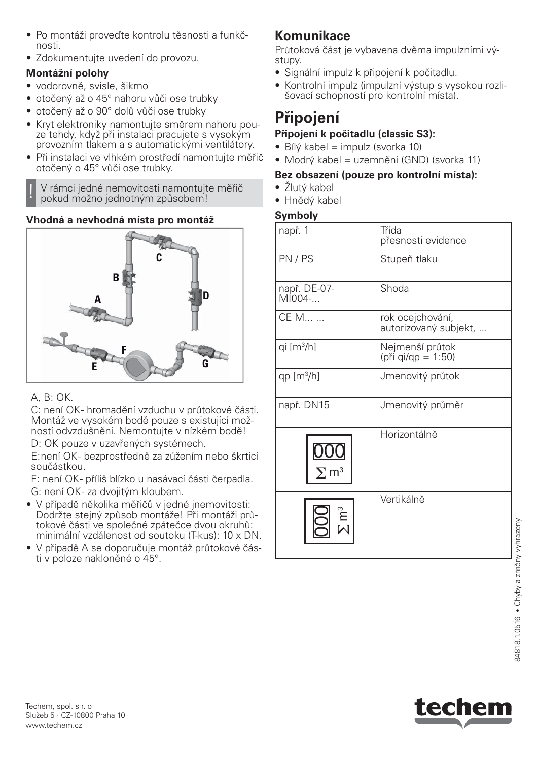- Po montáži proveďte kontrolu těsnosti a funkčnosti.
- Zdokumentujte uvedení do provozu.

### Montážní polohy

- vodorovně, svisle, šikmo
- otočený až o 45° nahoru vůči ose trubky
- otočený až o 90° dolů vůči ose trubky
- Kryt elektroniky namontujte směrem nahoru pouze tehdy, když při instalaci pracujete s vysokým provozním tlakem a s automatickými ventilátory.
- Při instalaci ve vlhkém prostředí namontujte měřič otočený o 45° vůči ose trubky.

! V rámci jedné nemovitosti namontujte měřič pokud možno jednotným způsobem!

### Vhodná a nevhodná místa pro montáž

A, B: OK.

C: není OK- hromadění vzduchu v průtokové části. Montáž ve vysokém bodě pouze s existující možností odvzdušnění. Nemontujte v nízkém bodě!

D: OK pouze v uzavřených systémech.

E:není OK- bezprostředně za zúžením nebo škrticí součástkou.

F: není OK- příliš blízko u nasávací části čerpadla.

G: není OK- za dvojitým kloubem.

- V případě několika měřičů v jedné jnemovitosti: Dodržte stejný způsob montáže! Při montáži průtokové části ve společné zpátečce dvou okruhů: minimální vzdálenost od soutoku (T-kus): 10 x DN.
- V případě A se doporučuje montáž průtokové části v poloze nakloněné o 45°.

## Komunikace

Průtoková část je vybavena dvěma impulzními výstupy.

- Signální impulz k připojení k počitadlu.
- Kontrolní impulz (impulzní výstup s vysokou rozlišovací schopností pro kontrolní místa).

# Připojení

### Připojení k počitadlu (classic S3):

- Bílý kabel = impulz (svorka 10)
- Modrý kabel = uzemnění (GND) (svorka 11)

### Bez obsazení (pouze pro kontrolní místa):

- Žlutý kabel
- Hnědý kabel

### Symboly

| | |
|---|---|
| např. 1 | Třída přesnosti evidence |
| PN / PS | Stupeň tlaku |
| např. DE-07-MI004-... | Shoda |
| CE M... ... | rok ocejchování, autorizovaný subjekt, ... |
| qi [m³/h] | Nejmenší průtok (při qi/qp = 1:50) |
| qp [m³/h] | Jmenovitý průtok |
| např. DN15 | Jmenovitý průměr |
| 000 $\sum$ m³ | Horizontálně |
| 000 $\sum$ m³ | Vertikálně |

84818.1.0516 • Chyby a změny vyhrazeny

Techem, spol. s r. o
Služeb 5 · CZ-10800 Praha 10
www.techem.cz

techem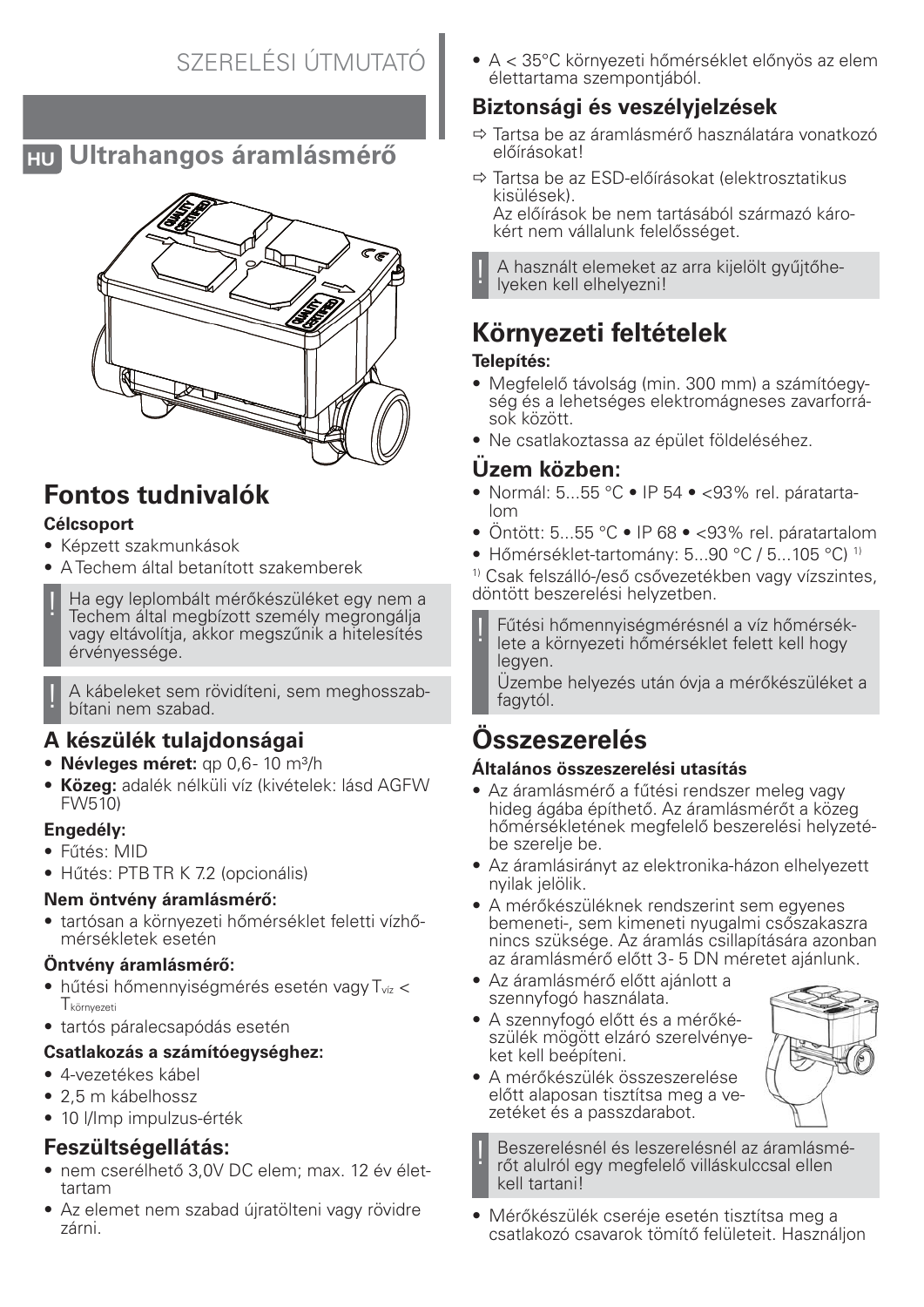SZERELÉSI ÚTMUTATÓ

# HU Ultrahangos áramlásmérő

## Fontos tudnivalók

**Célcsoport**

- Képzett szakmunkások
- A Techem által betanított szakemberek

! Ha egy leplombált mérőkészüléket egy nem a Techem által megbízott személy megrongálja vagy eltávolítja, akkor megszűnik a hitelesítés érvényessége.

! A kábeleket sem rövidíteni, sem meghosszabbítani nem szabad.

### A készülék tulajdonságai

- **Névleges méret:** qp 0,6- 10 m³/h
- **Közeg:** adalék nélküli víz (kivételek: lásd AGFW FW510)

**Engedély:**

- Fűtés: MID
- Hűtés: PTB TR K 7.2 (opcionális)

**Nem öntvény áramlásmérő:**

- tartósan a környezeti hőmérséklet feletti vízhőmérsékletek esetén

**Öntvény áramlásmérő:**

- hűtési hőmennyiségmérés esetén vagy $T_{víz} < T_{környezeti}$
- tartós páralecsapódás esetén

**Csatlakozás a számítóegységhez:**

- 4-vezetékes kábel
- 2,5 m kábelhossz
- 10 l/Imp impulzus-érték

### Feszültségellátás:

- nem cserélhető 3,0V DC elem; max. 12 év élettartam
- Az elemet nem szabad újratölteni vagy rövidre zárni.
- A < 35°C környezeti hőmérséklet előnyös az elem élettartama szempontjából.

### Biztonsági és veszélyjelzések

⇨ Tartsa be az áramlásmérő használatára vonatkozó előírásokat!

⇨ Tartsa be az ESD-előírásokat (elektrosztatikus kisülések).
Az előírások be nem tartásából származó károkért nem vállalunk felelősséget.

! A használt elemeket az arra kijelölt gyűjtőhelyeken kell elhelyezni!

## Környezeti feltételek

**Telepítés:**

- Megfelelő távolság (min. 300 mm) a számítóegység és a lehetséges elektromágneses zavarforrások között.
- Ne csatlakoztassa az épület földeléséhez.

### Üzem közben:

- Normál: 5...55 °C • IP 54 • <93% rel. páratartalom
- Öntött: 5...55 °C • IP 68 • <93% rel. páratartalom
- Hőmérséklet-tartomány: 5...90 °C / 5...105 °C) [1]

[1] Csak felszálló-/eső csővezetékben vagy vízszintes, döntött beszerelési helyzetben.

! Fűtési hőmennyiségmérésnél a víz hőmérséklete a környezeti hőmérséklet felett kell hogy legyen.
Üzembe helyezés után óvja a mérőkészüléket a fagytól.

## Összeszerelés

**Általános összeszerelési utasítás**

- Az áramlásmérő a fűtési rendszer meleg vagy hideg ágába építhető. Az áramlásmérőt a közeg hőmérsékletének megfelelő beszerelési helyzetébe szerelje be.
- Az áramlásirányt az elektronika-házon elhelyezett nyilak jelölik.
- A mérőkészüléknek rendszerint sem egyenes bemeneti-, sem kimeneti nyugalmi csőszakaszra nincs szüksége. Az áramlás csillapítására azonban az áramlásmérő előtt 3- 5 DN méretet ajánlunk.
- Az áramlásmérő előtt ajánlott a szennyfogó használata.
- A szennyfogó előtt és a mérőkészülék mögött elzáró szerelvényeket kell beépíteni.
- A mérőkészülék összeszerelése előtt alaposan tisztítsa meg a vezetéket és a passzdarabot.

! Beszerelésnél és leszerelésnél az áramlásmérőt alulról egy megfelelő villáskulccsal ellen kell tartani!

- Mérőkészülék cseréje esetén tisztítsa meg a csatlakozó csavarok tömítő felületeit. Használjon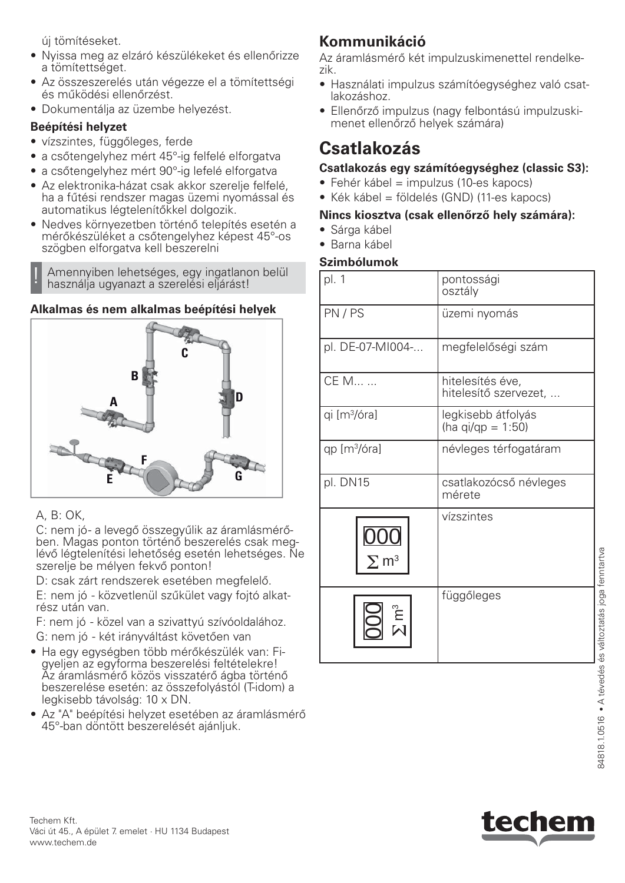új tömítéseket.

- Nyissa meg az elzáró készülékeket és ellenőrizze a tömítettséget.
- Az összeszerelés után végezze el a tömítettségi és működési ellenőrzést.
- Dokumentálja az üzembe helyezést.

**Beépítési helyzet**

- vízszintes, függőleges, ferde
- a csőtengelyhez mért 45°-ig felfelé elforgatva
- a csőtengelyhez mért 90°-ig lefelé elforgatva
- Az elektronika-házat csak akkor szerelje felfelé, ha a fűtési rendszer magas üzemi nyomással és automatikus légtelenítőkkel dolgozik.
- Nedves környezetben történő telepítés esetén a mérőkészüléket a csőtengelyhez képest 45°-os szögben elforgatva kell beszerelni

! Amennyiben lehetséges, egy ingatlanon belül használja ugyanazt a szerelési eljárást!

**Alkalmas és nem alkalmas beépítési helyek**

A, B: OK,

C: nem jó- a levegő összegyűlik az áramlásmérőben. Magas ponton történő beszerelés csak meglévő légtelenítési lehetőség esetén lehetséges. Ne szerelje be mélyen fekvő ponton!

D: csak zárt rendszerek esetében megfelelő.

E: nem jó - közvetlenül szűkület vagy fojtó alkatrész után van.

F: nem jó - közel van a szivattyú szívóoldalához.

G: nem jó - két irányváltást követően van

- Ha egy egységben több mérőkészülék van: Figyeljen az egyforma beszerelési feltételekre! Az áramlásmérő közös visszatérő ágba történő beszerelése esetén: az összefolyástól (T-idom) a legkisebb távolság: 10 x DN.
- Az "A" beépítési helyzet esetében az áramlásmérő 45°-ban döntött beszerelését ajánljuk.

## Kommunikáció

Az áramlásmérő két impulzuskimenettel rendelkezik.

- Használati impulzus számítóegységhez való csatlakozáshoz.
- Ellenőrző impulzus (nagy felbontású impulzuskimenet ellenőrző helyek számára)

# Csatlakozás

**Csatlakozás egy számítóegységhez (classic S3):**

- Fehér kábel = impulzus (10-es kapocs)
- Kék kábel = földelés (GND) (11-es kapocs)

**Nincs kiosztva (csak ellenőrző hely számára):**

- Sárga kábel
- Barna kábel

**Szimbólumok**

| | |
|---|---|
| pl. 1 | pontossági osztály |
| PN / PS | üzemi nyomás |
| pl. DE-07-MI004-... | megfelelőségi szám |
| CE M... ... | hitelesítés éve, hitelesítő szervezet, ... |
| qi [m³/óra] | legkisebb átfolyás (ha qi/qp = 1:50) |
| qp [m³/óra] | névleges térfogatáram |
| pl. DN15 | csatlakozócső névleges mérete |
| 000 $\sum$ m³ | vízszintes |
| 000 $\sum$ m³ | függőleges |

Techem Kft.
Váci út 45., A épület 7. emelet · HU 1134 Budapest
www.techem.de

84818.1.0516 • A tévedés és változtatás joga fenntartva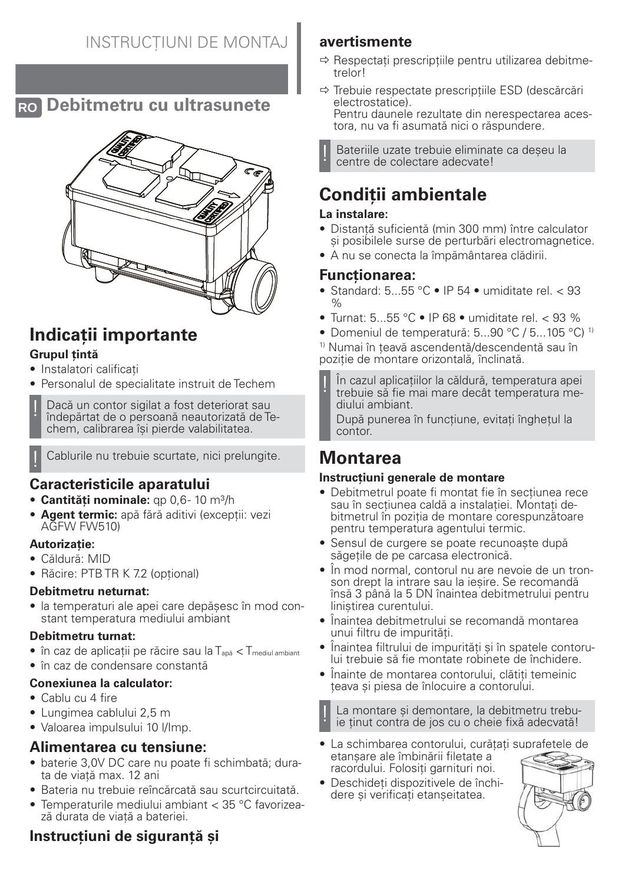# INSTRUCȚIUNI DE MONTAJ

## RO Debitmetru cu ultrasunete

## Indicații importante

### Grupul țintă

- Instalatori calificați
- Personalul de specialitate instruit de Techem

! Dacă un contor sigilat a fost deteriorat sau îndepărtat de o persoană neautorizată de Techem, calibrarea își pierde valabilitatea.

! Cablurile nu trebuie scurtate, nici prelungite.

### Caracteristicile aparatului

- **Cantități nominale:** qp 0,6- 10 m³/h
- **Agent termic:** apă fără aditivi (excepții: vezi AGFW FW510)

**Autorizație:**

- Căldură: MID
- Răcire: PTB TR K 7.2 (opțional)

**Debitmetru neturnat:**

- la temperaturi ale apei care depășesc în mod constant temperatura mediului ambiant

**Debitmetru turnat:**

- în caz de aplicații pe răcire sau la $T_{apă} < T_{mediul\ ambiant}$
- în caz de condensare constantă

**Conexiunea la calculator:**

- Cablu cu 4 fire
- Lungimea cablului 2,5 m
- Valoarea impulsului 10 l/Imp.

### Alimentarea cu tensiune:

- baterie 3,0V DC care nu poate fi schimbată; durata de viață max. 12 ani
- Bateria nu trebuie reîncărcată sau scurtcircuitată.
- Temperaturile mediului ambiant < 35 °C favorizează durata de viață a bateriei.

### Instrucțiuni de siguranță și avertismente

- ⇨ Respectați prescripțiile pentru utilizarea debitmetrelor!
- ⇨ Trebuie respectate prescripțiile ESD (descărcări electrostatice).
  Pentru daunele rezultate din nerespectarea acestora, nu va fi asumată nici o răspundere.

! Bateriile uzate trebuie eliminate ca deșeu la centre de colectare adecvate!

## Condiții ambientale

**La instalare:**

- Distanță suficientă (min 300 mm) între calculator și posibilele surse de perturbări electromagnetice.
- A nu se conecta la împământarea clădirii.

### Funcționarea:

- Standard: 5...55 °C • IP 54 • umiditate rel. < 93 %
- Turnat: 5...55 °C • IP 68 • umiditate rel. < 93 %
- Domeniul de temperatură: 5...90 °C / 5...105 °C) [1]

[1] Numai în țeavă ascendentă/descendentă sau în poziție de montare orizontală, înclinată.

! În cazul aplicațiilor la căldură, temperatura apei trebuie să fie mai mare decât temperatura mediului ambiant.
După punerea în funcțiune, evitați înghețul la contor.

## Montarea

**Instrucțiuni generale de montare**

- Debitmetrul poate fi montat fie în secțiunea rece sau în secțiunea caldă a instalației. Montați debitmetrul în poziția de montare corespunzătoare pentru temperatura agentului termic.
- Sensul de curgere se poate recunoaște după săgețile de pe carcasa electronică.
- În mod normal, contorul nu are nevoie de un tronson drept la intrare sau la ieșire. Se recomandă însă 3 până la 5 DN înaintea debitmetrului pentru liniștirea curentului.
- Înaintea debitmetrului se recomandă montarea unui filtru de impurități.
- Înaintea filtrului de impurități și în spatele contorului trebuie să fie montate robinete de închidere.
- Înainte de montarea contorului, clătiți temeinic țeava și piesa de înlocuire a contorului.

! La montare și demontare, la debitmetru trebuie ținut contra de jos cu o cheie fixă adecvată!

- La schimbarea contorului, curățați suprafețele de etanșare ale îmbinării filetate a racordului. Folosiți garnituri noi.
- Deschideți dispozitivele de închidere și verificați etanșeitatea.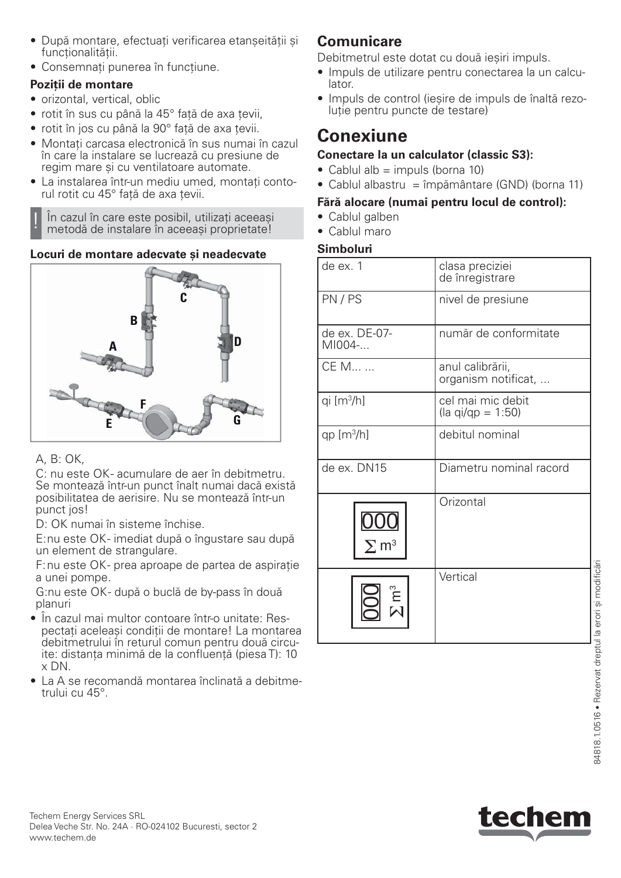- După montare, efectuați verificarea etanșeității și funcționalității.
- Consemnați punerea în funcțiune.

**Poziții de montare**

- orizontal, vertical, oblic
- rotit în sus cu până la 45° față de axa țevii,
- rotit în jos cu până la 90° față de axa țevii.
- Montați carcasa electronică în sus numai în cazul în care la instalare se lucrează cu presiune de regim mare și cu ventilatoare automate.
- La instalarea într-un mediu umed, montați contorul rotit cu 45° față de axa țevii.

! În cazul în care este posibil, utilizați aceeași metodă de instalare în aceeași proprietate!

**Locuri de montare adecvate și neadecvate**

A, B: OK,

C: nu este OK- acumulare de aer în debitmetru. Se montează într-un punct înalt numai dacă există posibilitatea de aerisire. Nu se montează într-un punct jos!

D: OK numai în sisteme închise.

E: nu este OK- imediat după o îngustare sau după un element de strangulare.

F: nu este OK- prea aproape de partea de aspirație a unei pompe.

G: nu este OK- după o buclă de by-pass în două planuri

- În cazul mai multor contoare într-o unitate: Respectați aceleași condiții de montare! La montarea debitmetrului în returul comun pentru două circuite: distanța minimă de la confluență (piesa T): 10 x DN.
- La A se recomandă montarea înclinată a debitmetrului cu 45°.

## Comunicare

Debitmetrul este dotat cu două ieșiri impuls.

- Impuls de utilizare pentru conectarea la un calculator.
- Impuls de control (ieșire de impuls de înaltă rezoluție pentru puncte de testare)

# Conexiune

**Conectare la un calculator (classic S3):**

- Cablul alb = impuls (borna 10)
- Cablul albastru = împământare (GND) (borna 11)

**Fără alocare (numai pentru locul de control):**

- Cablul galben
- Cablul maro

**Simboluri**

| | |
|---|---|
| de ex. 1 | clasa preciziei de înregistrare |
| PN / PS | nivel de presiune |
| de ex. DE-07-MI004-... | număr de conformitate |
| CE M... ... | anul calibrării, organism notificat, ... |
| qi [m³/h] | cel mai mic debit (la qi/qp = 1:50) |
| qp [m³/h] | debitul nominal |
| de ex. DN15 | Diametru nominal racord |
| 000 ∑ m³ | Orizontal |
| 000 ∑ m³ | Vertical |

84818.1.0516 • Rezervat dreptul la erori și modificări

Techem Energy Services SRL
Delea Veche Str. No. 24A · RO-024102 Bucuresti, sector 2
www.techem.de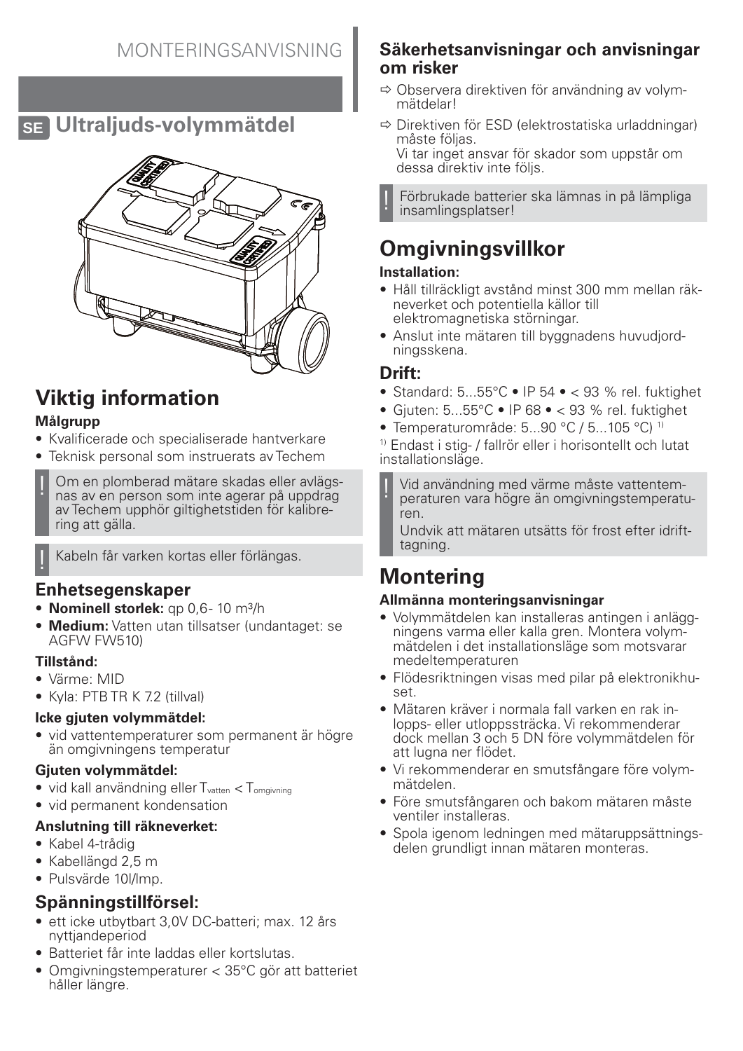MONTERINGSANVISNING

# SE Ultraljuds-volymmätdel

## Viktig information

### Målgrupp

- Kvalificerade och specialiserade hantverkare
- Teknisk personal som instruerats av Techem

! Om en plomberad mätare skadas eller avlägsnas av en person som inte agerar på uppdrag av Techem upphör giltighetstiden för kalibrering att gälla.

! Kabeln får varken kortas eller förlängas.

## Enhetsegenskaper

- **Nominell storlek:** qp 0,6- 10 m³/h
- **Medium:** Vatten utan tillsatser (undantaget: se AGFW FW510)

### Tillstånd:

- Värme: MID
- Kyla: PTB TR K 7.2 (tillval)

### Icke gjuten volymmätdel:

- vid vattentemperaturer som permanent är högre än omgivningens temperatur

### Gjuten volymmätdel:

- vid kall användning eller $T_{vatten} < T_{omgivning}$
- vid permanent kondensation

### Anslutning till räkneverket:

- Kabel 4-trådig
- Kabellängd 2,5 m
- Pulsvärde 10l/Imp.

## Spänningstillförsel:

- ett icke utbytbart 3,0V DC-batteri; max. 12 års nyttjandeperiod
- Batteriet får inte laddas eller kortslutas.
- Omgivningstemperaturer < 35°C gör att batteriet håller längre.

## Säkerhetsanvisningar och anvisningar om risker

⇨ Observera direktiven för användning av volymmätdelar!

⇨ Direktiven för ESD (elektrostatiska urladdningar) måste följas.
Vi tar inget ansvar för skador som uppstår om dessa direktiv inte följs.

! Förbrukade batterier ska lämnas in på lämpliga insamlingsplatser!

## Omgivningsvillkor

### Installation:

- Håll tillräckligt avstånd minst 300 mm mellan räkneverket och potentiella källor till elektromagnetiska störningar.
- Anslut inte mätaren till byggnadens huvudjordningsskena.

### Drift:

- Standard: 5...55°C • IP 54 • < 93 % rel. fuktighet
- Gjuten: 5...55°C • IP 68 • < 93 % rel. fuktighet
- Temperaturområde: 5...90 °C / 5...105 °C) [1]

[1] Endast i stig- / fallrör eller i horisontellt och lutat installationsläge.

! Vid användning med värme måste vattentemperaturen vara högre än omgivningstemperaturen.
Undvik att mätaren utsätts för frost efter idrifttagning.

## Montering

### Allmänna monteringsanvisningar

- Volymmätdelen kan installeras antingen i anläggningens varma eller kalla gren. Montera volymmätdelen i det installationsläge som motsvarar medeltemperaturen
- Flödesriktningen visas med pilar på elektronikhuset.
- Mätaren kräver i normala fall varken en rak inlopps- eller utloppssträcka. Vi rekommenderar dock mellan 3 och 5 DN före volymmätdelen för att lugna ner flödet.
- Vi rekommenderar en smutsfångare före volymmätdelen.
- Före smutsfångaren och bakom mätaren måste ventiler installeras.
- Spola igenom ledningen med mätaruppsättningsdelen grundligt innan mätaren monteras.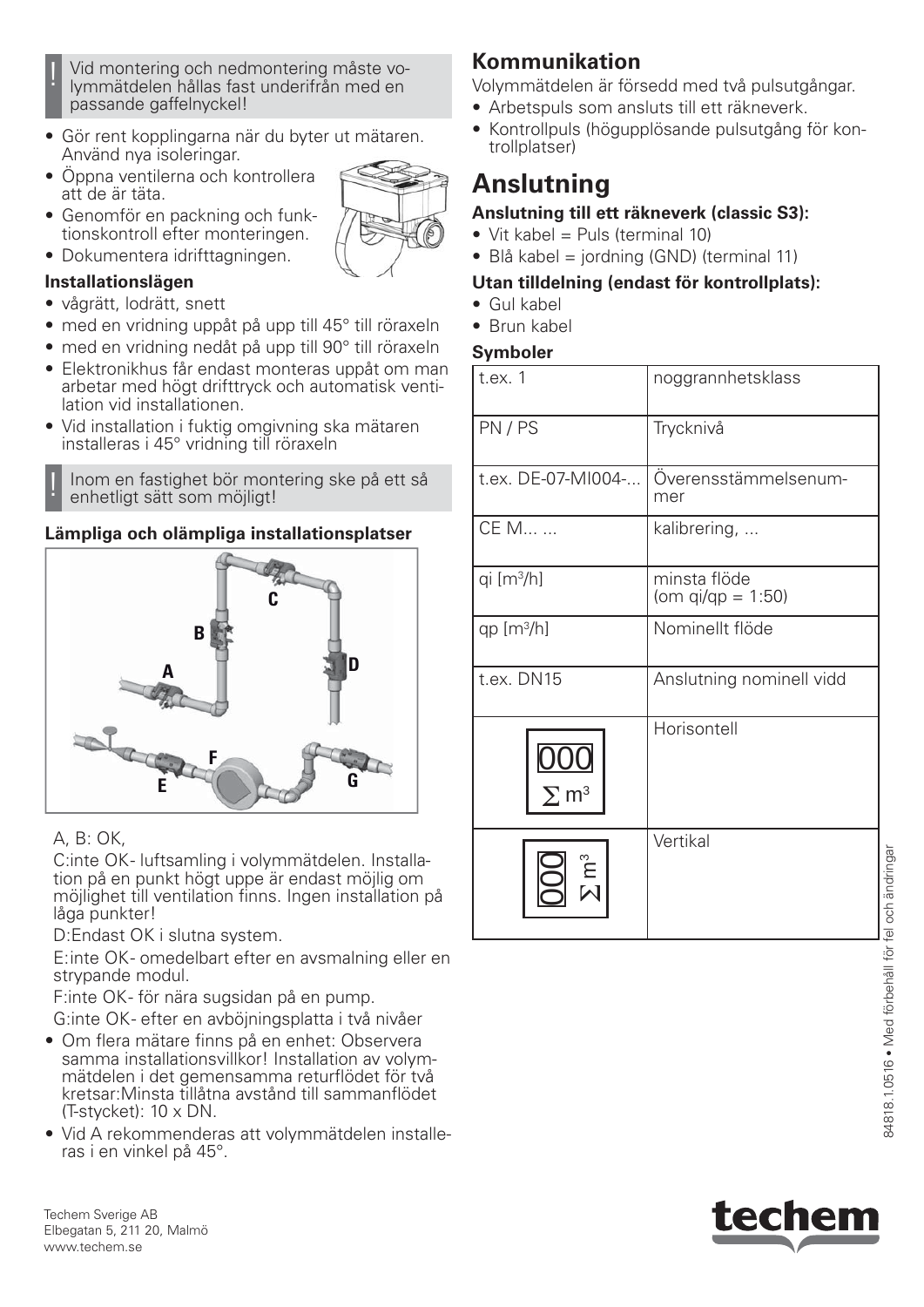! Vid montering och nedmontering måste volymmätdelen hållas fast underifrån med en passande gaffelnyckel!

- Gör rent kopplingarna när du byter ut mätaren. Använd nya isoleringar.
- Öppna ventilerna och kontrollera att de är täta.
- Genomför en packning och funktionskontroll efter monteringen.
- Dokumentera idrifttagningen.

**Installationslägen**

- vågrätt, lodrätt, snett
- med en vridning uppåt på upp till 45° till röraxeln
- med en vridning nedåt på upp till 90° till röraxeln
- Elektronikhus får endast monteras uppåt om man arbetar med högt drifttryck och automatisk ventilation vid installationen.
- Vid installation i fuktig omgivning ska mätaren installeras i 45° vridning till röraxeln

! Inom en fastighet bör montering ske på ett så enhetligt sätt som möjligt!

**Lämpliga och olämpliga installationsplatser**

A, B: OK,

C:inte OK- luftsamling i volymmätdelen. Installation på en punkt högt uppe är endast möjlig om möjlighet till ventilation finns. Ingen installation på låga punkter!

D:Endast OK i slutna system.

E:inte OK- omedelbart efter en avsmalning eller en strypande modul.

F:inte OK- för nära sugsidan på en pump.

G:inte OK- efter en avböjningsplatta i två nivåer

- Om flera mätare finns på en enhet: Observera samma installationsvillkor! Installation av volymmätdelen i det gemensamma returflödet för två kretsar:Minsta tillåtna avstånd till sammanflödet (T-stycket): 10 x DN.
- Vid A rekommenderas att volymmätdelen installeras i en vinkel på 45°.

## Kommunikation

Volymmätdelen är försedd med två pulsutgångar.

- Arbetspuls som ansluts till ett räkneverk.
- Kontrollpuls (högupplösande pulsutgång för kontrollplatser)

# Anslutning

**Anslutning till ett räkneverk (classic S3):**

- Vit kabel = Puls (terminal 10)
- Blå kabel = jordning (GND) (terminal 11)

**Utan tilldelning (endast för kontrollplats):**

- Gul kabel
- Brun kabel

**Symboler**

| | |
|---|---|
| t.ex. 1 | noggrannhetsklass |
| PN / PS | Trycknivå |
| t.ex. DE-07-MI004-... | Överensstämmelsenummer |
| CE M... ... | kalibrering, ... |
| qi [m³/h] | minsta flöde (om qi/qp = 1:50) |
| qp [m³/h] | Nominellt flöde |
| t.ex. DN15 | Anslutning nominell vidd |
| 000 Σ m³ | Horisontell |
| 000 Σ m³ | Vertikal |

Techem Sverige AB
Elbegatan 5, 211 20, Malmö
www.techem.se

84818.1.0516 • Med förbehåll för fel och ändringar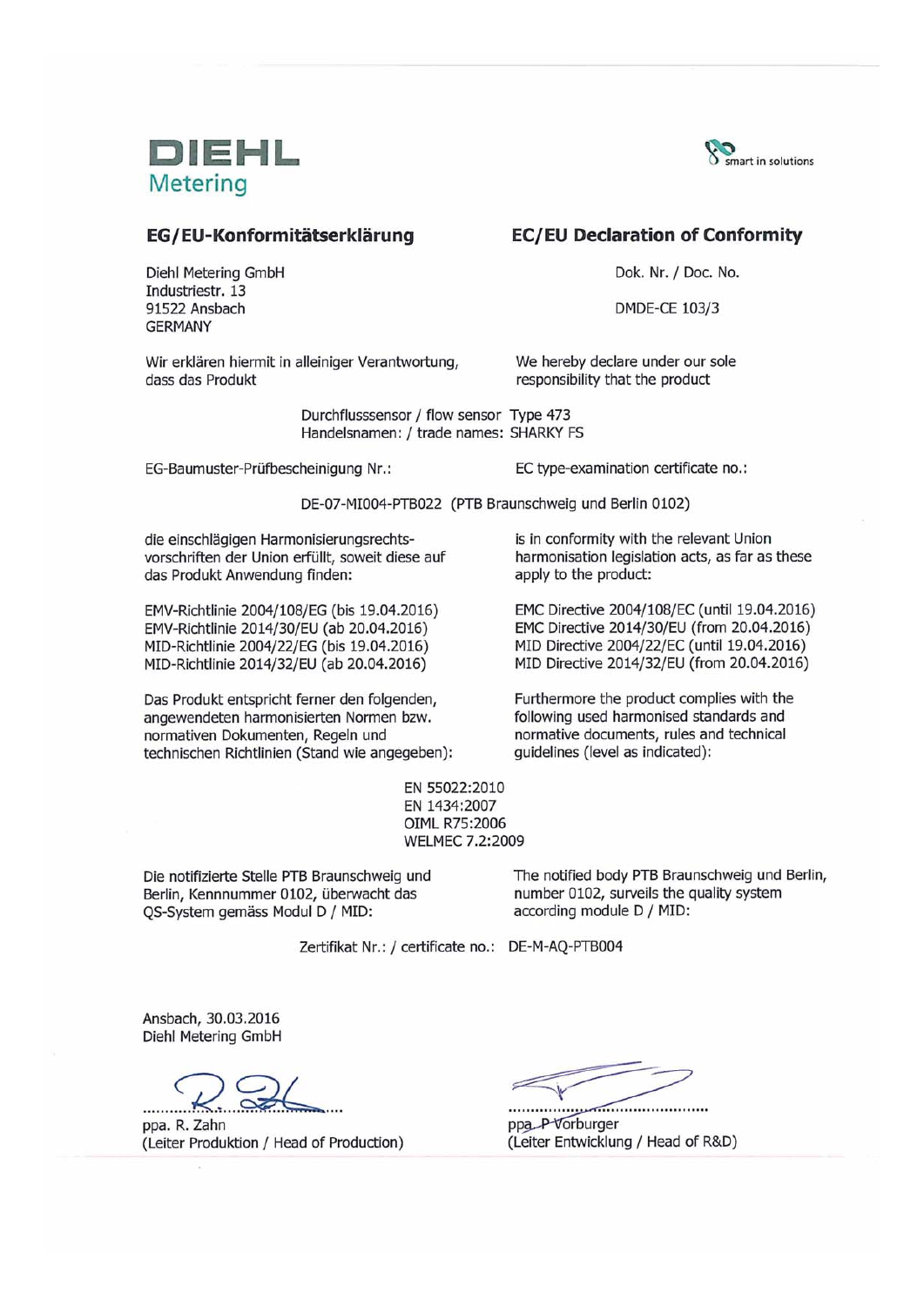DIEHL
Metering

smart in solutions

## EG/EU-Konformitätserklärung

## EC/EU Declaration of Conformity

Diehl Metering GmbH
Industriestr. 13
91522 Ansbach
GERMANY

Dok. Nr. / Doc. No.

DMDE-CE 103/3

Wir erklären hiermit in alleiniger Verantwortung, dass das Produkt

We hereby declare under our sole responsibility that the product

Durchflusssensor / flow sensor Type 473
Handelsnamen: / trade names: SHARKY FS

EG-Baumuster-Prüfbescheinigung Nr.:

EC type-examination certificate no.:

DE-07-MI004-PTB022 (PTB Braunschweig und Berlin 0102)

die einschlägigen Harmonisierungsrechtsvorschriften der Union erfüllt, soweit diese auf das Produkt Anwendung finden:

is in conformity with the relevant Union harmonisation legislation acts, as far as these apply to the product:

EMV-Richtlinie 2004/108/EG (bis 19.04.2016)
EMV-Richtlinie 2014/30/EU (ab 20.04.2016)
MID-Richtlinie 2004/22/EG (bis 19.04.2016)
MID-Richtlinie 2014/32/EU (ab 20.04.2016)

EMC Directive 2004/108/EC (until 19.04.2016)
EMC Directive 2014/30/EU (from 20.04.2016)
MID Directive 2004/22/EC (until 19.04.2016)
MID Directive 2014/32/EU (from 20.04.2016)

Das Produkt entspricht ferner den folgenden, angewendeten harmonisierten Normen bzw. normativen Dokumenten, Regeln und technischen Richtlinien (Stand wie angegeben):

Furthermore the product complies with the following used harmonised standards and normative documents, rules and technical guidelines (level as indicated):

EN 55022:2010
EN 1434:2007
OIML R75:2006
WELMEC 7.2:2009

Die notifizierte Stelle PTB Braunschweig und Berlin, Kennnummer 0102, überwacht das QS-System gemäss Modul D / MID:

The notified body PTB Braunschweig und Berlin, number 0102, surveils the quality system according module D / MID:

Zertifikat Nr.: / certificate no.: DE-M-AQ-PTB004

Ansbach, 30.03.2016
Diehl Metering GmbH

ppa. R. Zahn
(Leiter Produktion / Head of Production)

ppa. P Vorburger
(Leiter Entwicklung / Head of R&D)